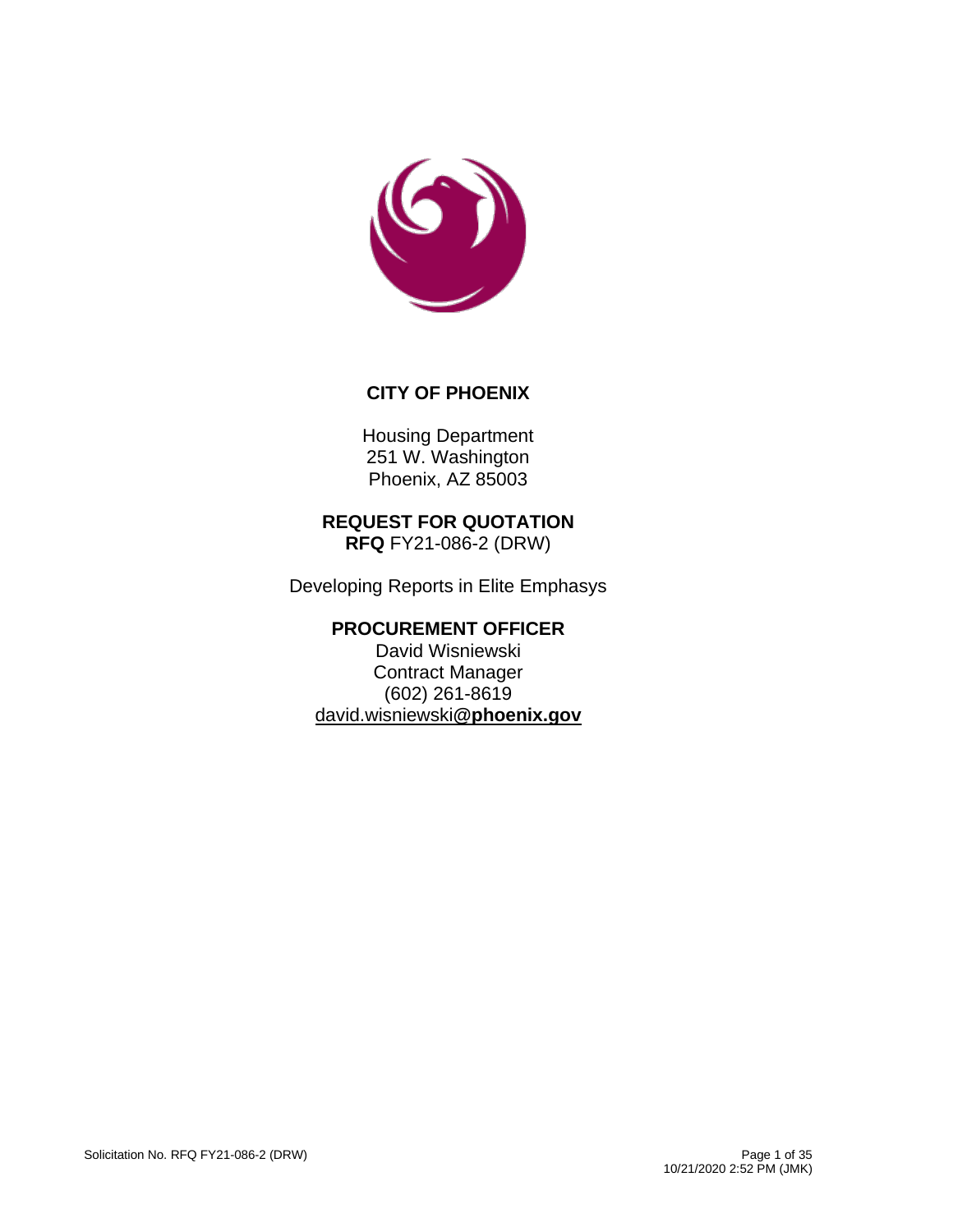# CITY OF PHOENIX

Housing Department
251 W. Washington
Phoenix, AZ 85003

## REQUEST FOR QUOTATION

**RFQ** FY21-086-2 (DRW)

Developing Reports in Elite Emphasys

## PROCUREMENT OFFICER

David Wisniewski
Contract Manager
(602) 261-8619
david.wisniewski@**phoenix.gov**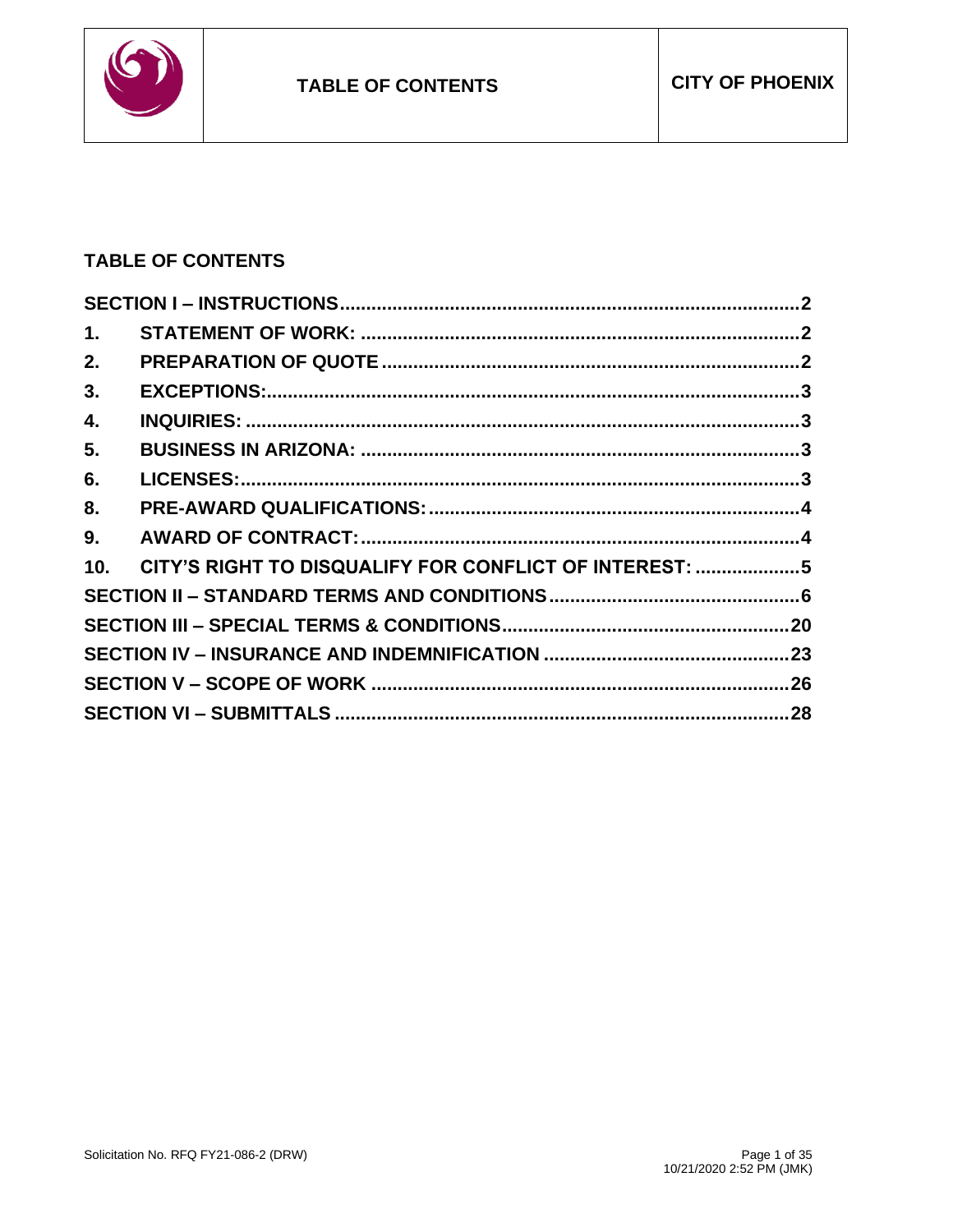# TABLE OF CONTENTS

## TABLE OF CONTENTS

| | | |
|---|---|---|
| **SECTION I – INSTRUCTIONS** | | **2** |
| **1.** | **STATEMENT OF WORK:** | **2** |
| **2.** | **PREPARATION OF QUOTE** | **2** |
| **3.** | **EXCEPTIONS:** | **3** |
| **4.** | **INQUIRIES:** | **3** |
| **5.** | **BUSINESS IN ARIZONA:** | **3** |
| **6.** | **LICENSES:** | **3** |
| **8.** | **PRE-AWARD QUALIFICATIONS:** | **4** |
| **9.** | **AWARD OF CONTRACT:** | **4** |
| **10.** | **CITY'S RIGHT TO DISQUALIFY FOR CONFLICT OF INTEREST:** | **5** |
| **SECTION II – STANDARD TERMS AND CONDITIONS** | | **6** |
| **SECTION III – SPECIAL TERMS & CONDITIONS** | | **20** |
| **SECTION IV – INSURANCE AND INDEMNIFICATION** | | **23** |
| **SECTION V – SCOPE OF WORK** | | **26** |
| **SECTION VI – SUBMITTALS** | | **28** |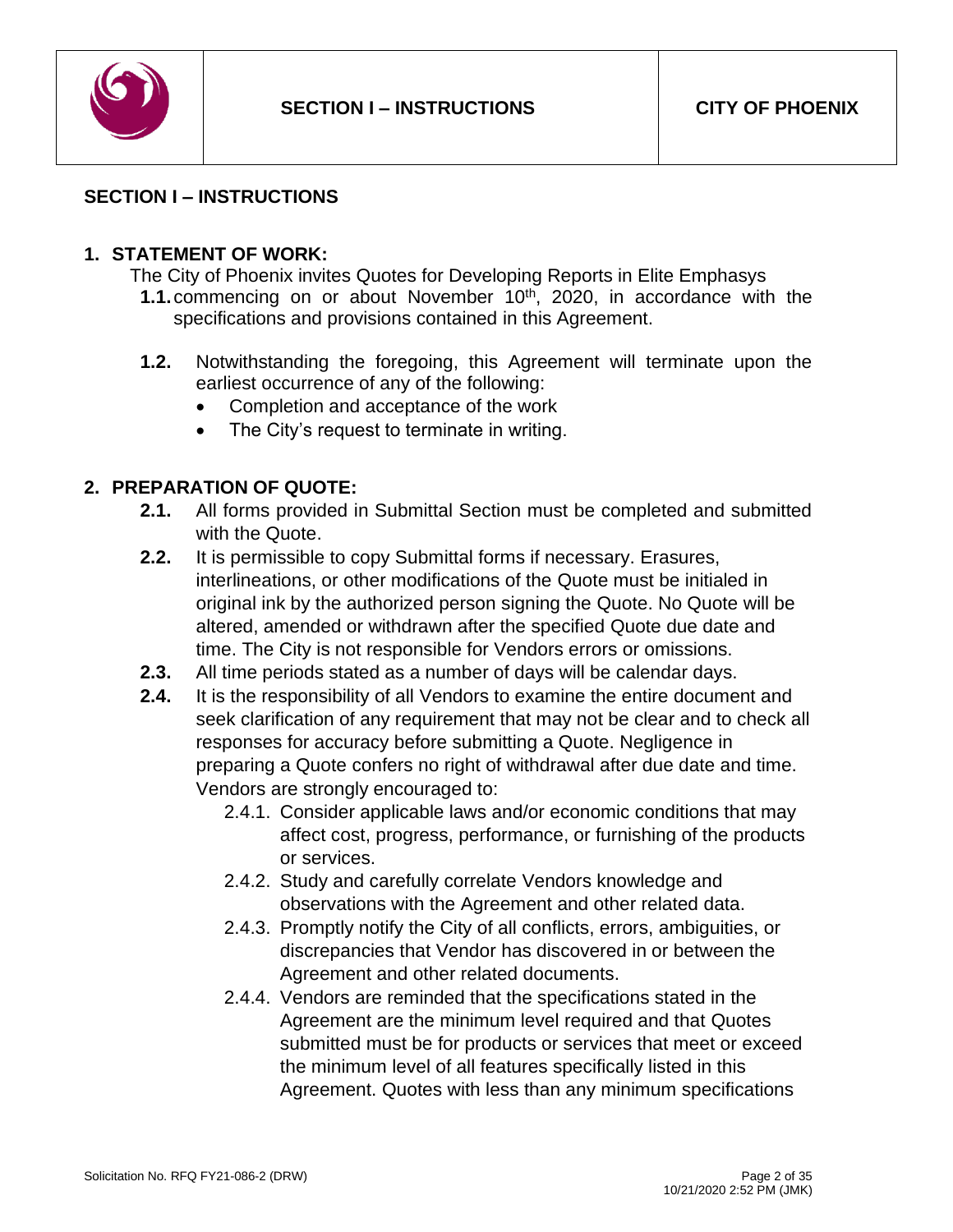## SECTION I – INSTRUCTIONS

### 1. STATEMENT OF WORK:

**1.1.** The City of Phoenix invites Quotes for Developing Reports in Elite Emphasys commencing on or about November 10th, 2020, in accordance with the specifications and provisions contained in this Agreement.

**1.2.** Notwithstanding the foregoing, this Agreement will terminate upon the earliest occurrence of any of the following:

- Completion and acceptance of the work
- The City's request to terminate in writing.

### 2. PREPARATION OF QUOTE:

**2.1.** All forms provided in Submittal Section must be completed and submitted with the Quote.

**2.2.** It is permissible to copy Submittal forms if necessary. Erasures, interlineations, or other modifications of the Quote must be initialed in original ink by the authorized person signing the Quote. No Quote will be altered, amended or withdrawn after the specified Quote due date and time. The City is not responsible for Vendors errors or omissions.

**2.3.** All time periods stated as a number of days will be calendar days.

**2.4.** It is the responsibility of all Vendors to examine the entire document and seek clarification of any requirement that may not be clear and to check all responses for accuracy before submitting a Quote. Negligence in preparing a Quote confers no right of withdrawal after due date and time. Vendors are strongly encouraged to:

2.4.1. Consider applicable laws and/or economic conditions that may affect cost, progress, performance, or furnishing of the products or services.

2.4.2. Study and carefully correlate Vendors knowledge and observations with the Agreement and other related data.

2.4.3. Promptly notify the City of all conflicts, errors, ambiguities, or discrepancies that Vendor has discovered in or between the Agreement and other related documents.

2.4.4. Vendors are reminded that the specifications stated in the Agreement are the minimum level required and that Quotes submitted must be for products or services that meet or exceed the minimum level of all features specifically listed in this Agreement. Quotes with less than any minimum specifications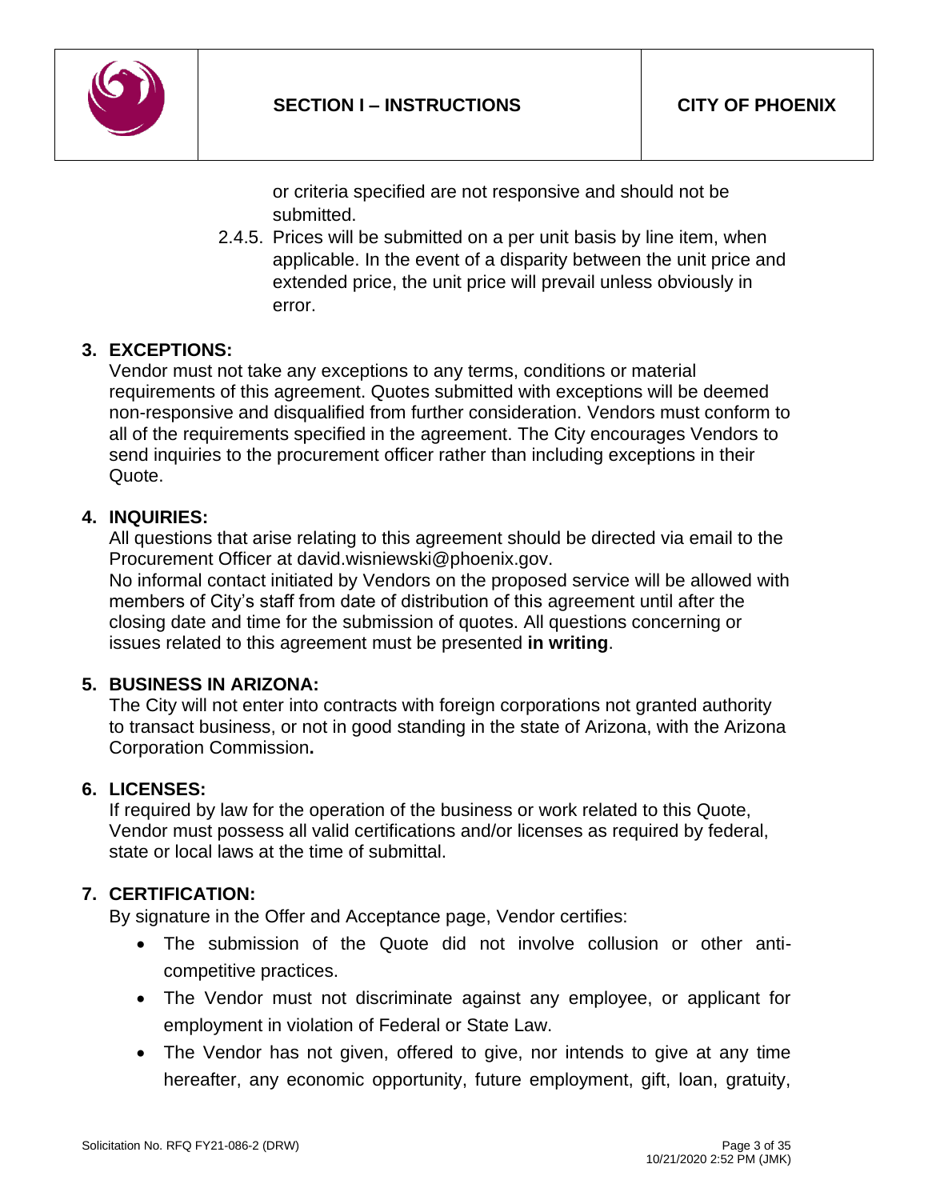or criteria specified are not responsive and should not be submitted.

2.4.5. Prices will be submitted on a per unit basis by line item, when applicable. In the event of a disparity between the unit price and extended price, the unit price will prevail unless obviously in error.

## 3. EXCEPTIONS:

Vendor must not take any exceptions to any terms, conditions or material requirements of this agreement. Quotes submitted with exceptions will be deemed non-responsive and disqualified from further consideration. Vendors must conform to all of the requirements specified in the agreement. The City encourages Vendors to send inquiries to the procurement officer rather than including exceptions in their Quote.

## 4. INQUIRIES:

All questions that arise relating to this agreement should be directed via email to the Procurement Officer at david.wisniewski@phoenix.gov.

No informal contact initiated by Vendors on the proposed service will be allowed with members of City's staff from date of distribution of this agreement until after the closing date and time for the submission of quotes. All questions concerning or issues related to this agreement must be presented **in writing**.

## 5. BUSINESS IN ARIZONA:

The City will not enter into contracts with foreign corporations not granted authority to transact business, or not in good standing in the state of Arizona, with the Arizona Corporation Commission**.**

## 6. LICENSES:

If required by law for the operation of the business or work related to this Quote, Vendor must possess all valid certifications and/or licenses as required by federal, state or local laws at the time of submittal.

## 7. CERTIFICATION:

By signature in the Offer and Acceptance page, Vendor certifies:

- The submission of the Quote did not involve collusion or other anti-competitive practices.
- The Vendor must not discriminate against any employee, or applicant for employment in violation of Federal or State Law.
- The Vendor has not given, offered to give, nor intends to give at any time hereafter, any economic opportunity, future employment, gift, loan, gratuity,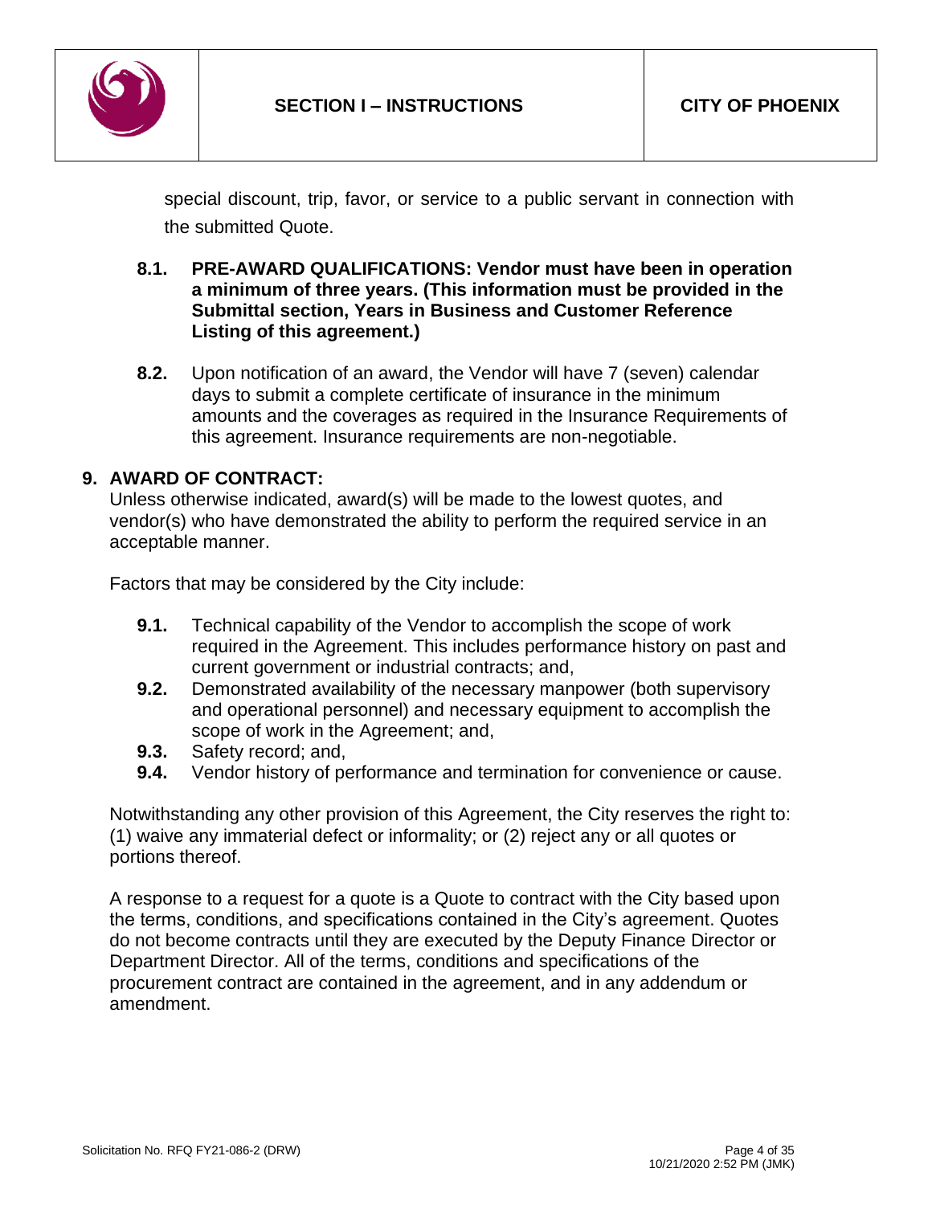special discount, trip, favor, or service to a public servant in connection with the submitted Quote.

**8.1. PRE-AWARD QUALIFICATIONS: Vendor must have been in operation a minimum of three years. (This information must be provided in the Submittal section, Years in Business and Customer Reference Listing of this agreement.)**

**8.2.** Upon notification of an award, the Vendor will have 7 (seven) calendar days to submit a complete certificate of insurance in the minimum amounts and the coverages as required in the Insurance Requirements of this agreement. Insurance requirements are non-negotiable.

## 9. AWARD OF CONTRACT:

Unless otherwise indicated, award(s) will be made to the lowest quotes, and vendor(s) who have demonstrated the ability to perform the required service in an acceptable manner.

Factors that may be considered by the City include:

**9.1.** Technical capability of the Vendor to accomplish the scope of work required in the Agreement. This includes performance history on past and current government or industrial contracts; and,

**9.2.** Demonstrated availability of the necessary manpower (both supervisory and operational personnel) and necessary equipment to accomplish the scope of work in the Agreement; and,

**9.3.** Safety record; and,

**9.4.** Vendor history of performance and termination for convenience or cause.

Notwithstanding any other provision of this Agreement, the City reserves the right to: (1) waive any immaterial defect or informality; or (2) reject any or all quotes or portions thereof.

A response to a request for a quote is a Quote to contract with the City based upon the terms, conditions, and specifications contained in the City's agreement. Quotes do not become contracts until they are executed by the Deputy Finance Director or Department Director. All of the terms, conditions and specifications of the procurement contract are contained in the agreement, and in any addendum or amendment.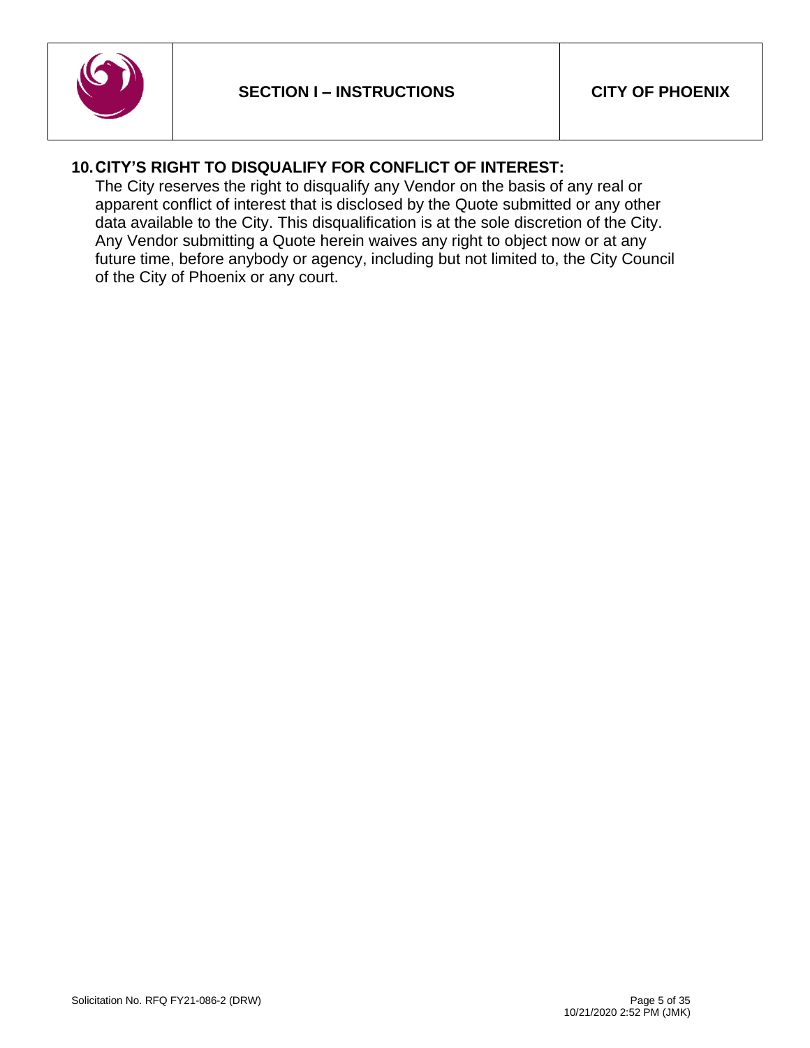## 10. CITY'S RIGHT TO DISQUALIFY FOR CONFLICT OF INTEREST:

The City reserves the right to disqualify any Vendor on the basis of any real or apparent conflict of interest that is disclosed by the Quote submitted or any other data available to the City. This disqualification is at the sole discretion of the City. Any Vendor submitting a Quote herein waives any right to object now or at any future time, before anybody or agency, including but not limited to, the City Council of the City of Phoenix or any court.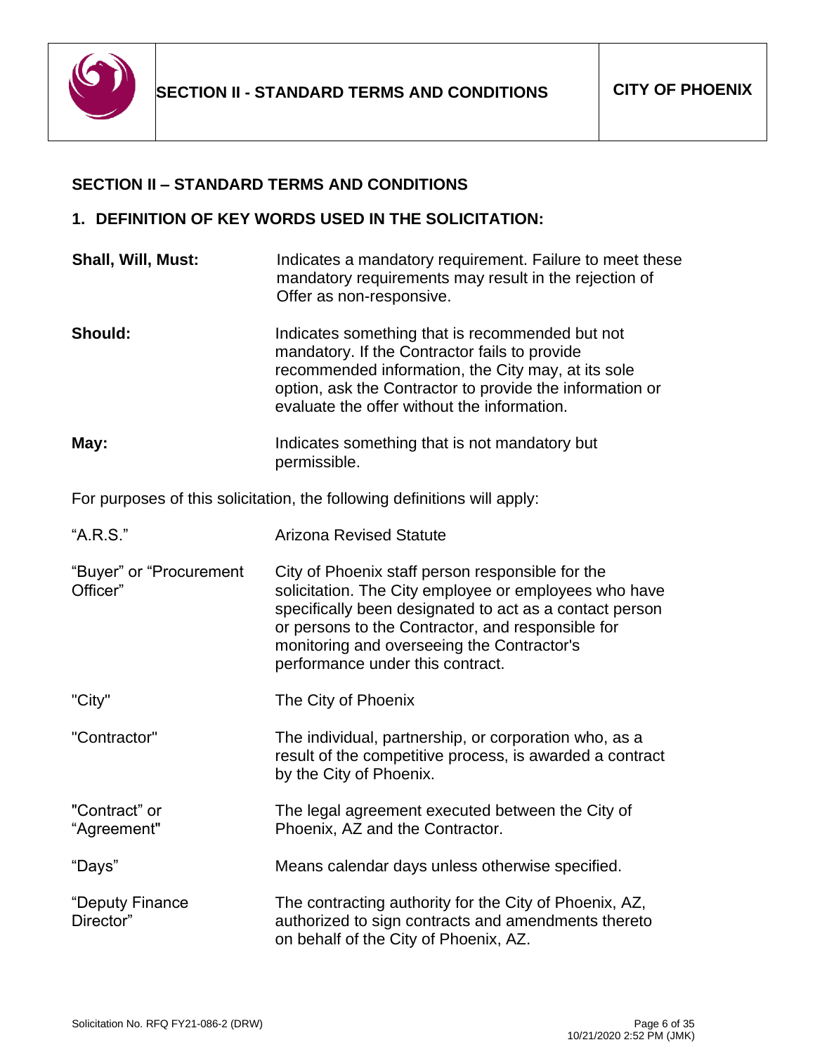## SECTION II – STANDARD TERMS AND CONDITIONS

### 1. DEFINITION OF KEY WORDS USED IN THE SOLICITATION:

| | |
|---|---|
| **Shall, Will, Must:** | Indicates a mandatory requirement. Failure to meet these mandatory requirements may result in the rejection of Offer as non-responsive. |
| **Should:** | Indicates something that is recommended but not mandatory. If the Contractor fails to provide recommended information, the City may, at its sole option, ask the Contractor to provide the information or evaluate the offer without the information. |
| **May:** | Indicates something that is not mandatory but permissible. |

For purposes of this solicitation, the following definitions will apply:

| | |
|---|---|
| "A.R.S." | Arizona Revised Statute |
| "Buyer" or "Procurement Officer" | City of Phoenix staff person responsible for the solicitation. The City employee or employees who have specifically been designated to act as a contact person or persons to the Contractor, and responsible for monitoring and overseeing the Contractor's performance under this contract. |
| "City" | The City of Phoenix |
| "Contractor" | The individual, partnership, or corporation who, as a result of the competitive process, is awarded a contract by the City of Phoenix. |
| "Contract" or "Agreement" | The legal agreement executed between the City of Phoenix, AZ and the Contractor. |
| "Days" | Means calendar days unless otherwise specified. |
| "Deputy Finance Director" | The contracting authority for the City of Phoenix, AZ, authorized to sign contracts and amendments thereto on behalf of the City of Phoenix, AZ. |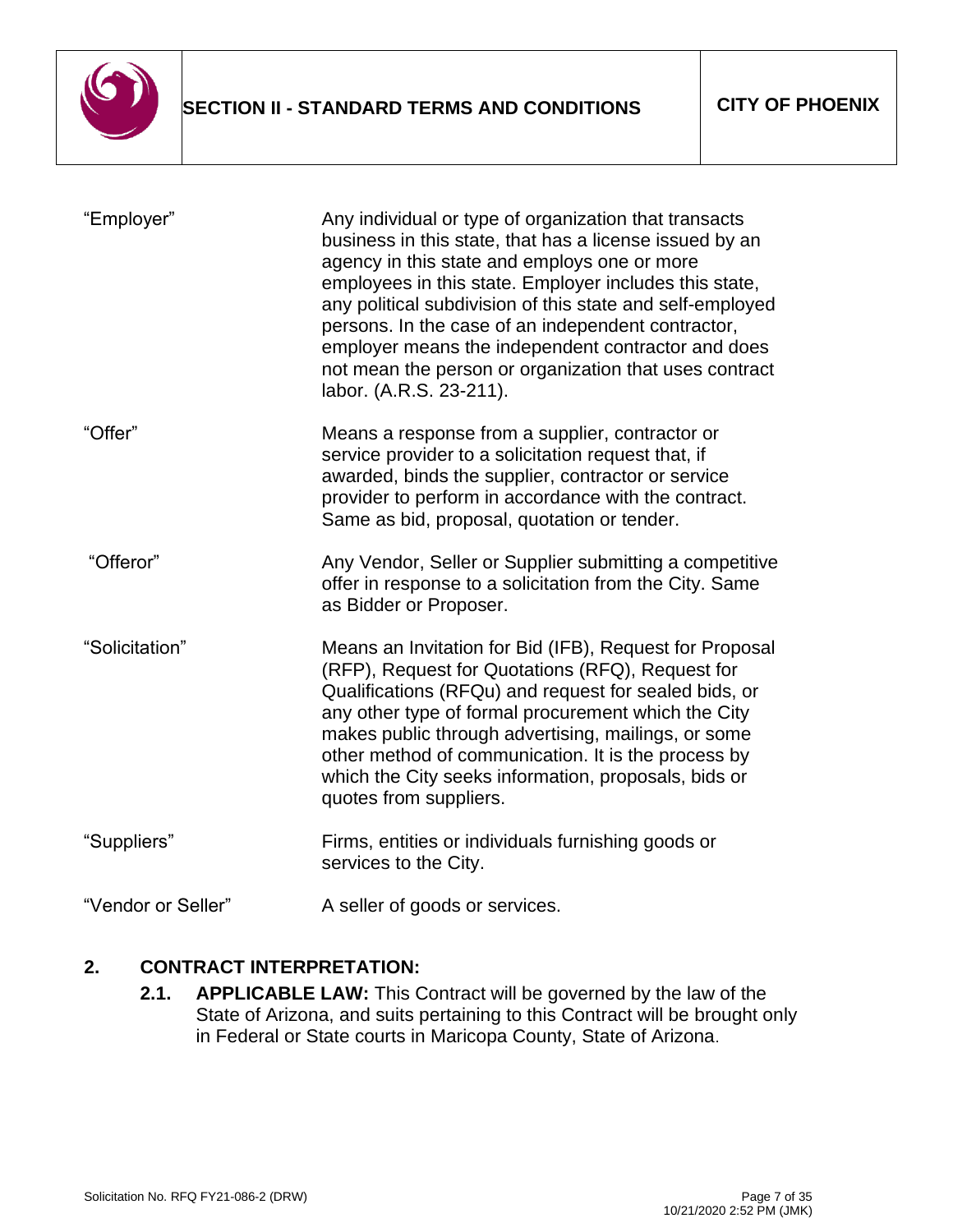| | |
|---|---|
| "Employer" | Any individual or type of organization that transacts business in this state, that has a license issued by an agency in this state and employs one or more employees in this state. Employer includes this state, any political subdivision of this state and self-employed persons. In the case of an independent contractor, employer means the independent contractor and does not mean the person or organization that uses contract labor. (A.R.S. 23-211). |
| "Offer" | Means a response from a supplier, contractor or service provider to a solicitation request that, if awarded, binds the supplier, contractor or service provider to perform in accordance with the contract. Same as bid, proposal, quotation or tender. |
| "Offeror" | Any Vendor, Seller or Supplier submitting a competitive offer in response to a solicitation from the City. Same as Bidder or Proposer. |
| "Solicitation" | Means an Invitation for Bid (IFB), Request for Proposal (RFP), Request for Quotations (RFQ), Request for Qualifications (RFQu) and request for sealed bids, or any other type of formal procurement which the City makes public through advertising, mailings, or some other method of communication. It is the process by which the City seeks information, proposals, bids or quotes from suppliers. |
| "Suppliers" | Firms, entities or individuals furnishing goods or services to the City. |
| "Vendor or Seller" | A seller of goods or services. |

## 2. CONTRACT INTERPRETATION:

**2.1. APPLICABLE LAW:** This Contract will be governed by the law of the State of Arizona, and suits pertaining to this Contract will be brought only in Federal or State courts in Maricopa County, State of Arizona.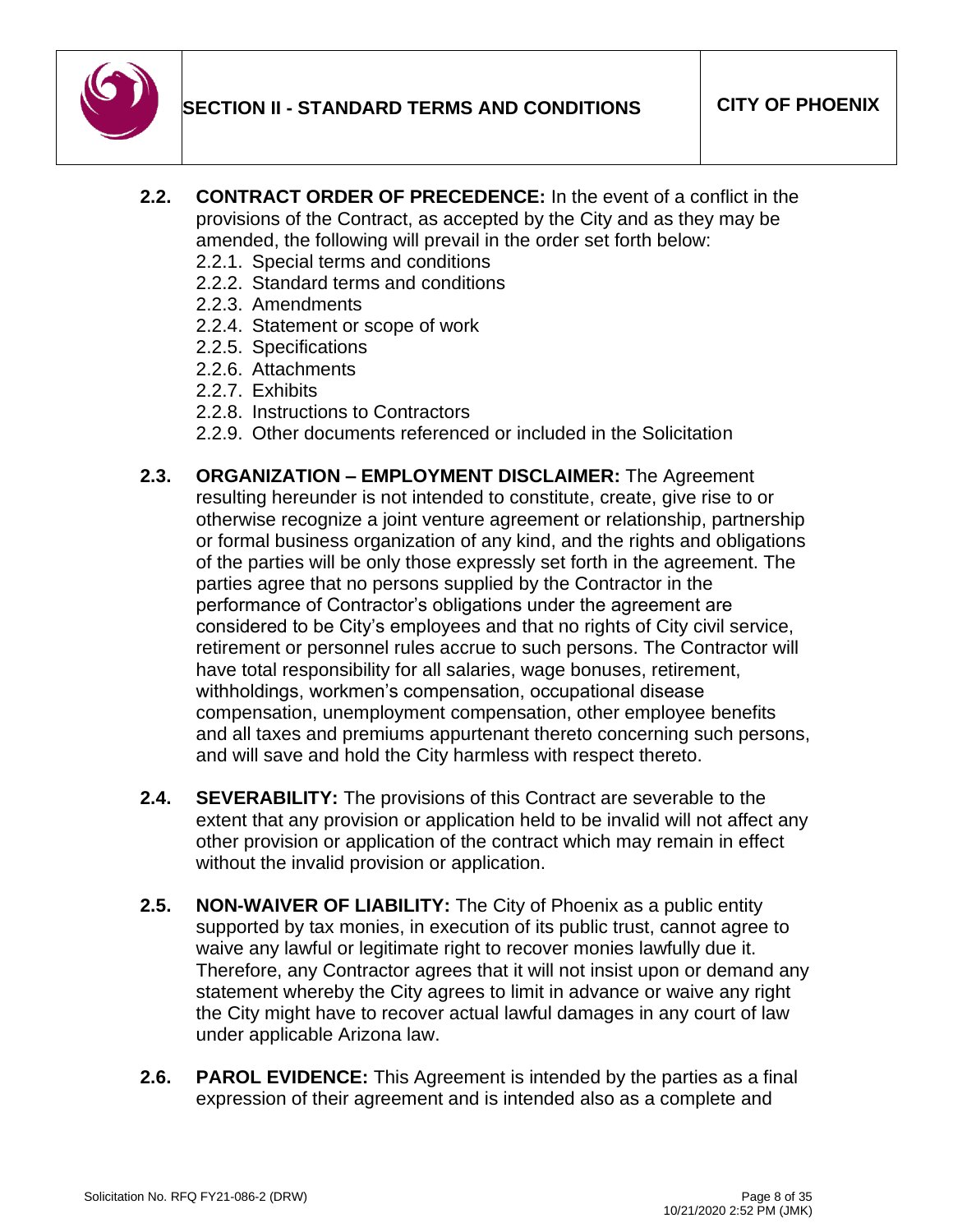**2.2. CONTRACT ORDER OF PRECEDENCE:** In the event of a conflict in the provisions of the Contract, as accepted by the City and as they may be amended, the following will prevail in the order set forth below:

- 2.2.1. Special terms and conditions
- 2.2.2. Standard terms and conditions
- 2.2.3. Amendments
- 2.2.4. Statement or scope of work
- 2.2.5. Specifications
- 2.2.6. Attachments
- 2.2.7. Exhibits
- 2.2.8. Instructions to Contractors
- 2.2.9. Other documents referenced or included in the Solicitation

**2.3. ORGANIZATION – EMPLOYMENT DISCLAIMER:** The Agreement resulting hereunder is not intended to constitute, create, give rise to or otherwise recognize a joint venture agreement or relationship, partnership or formal business organization of any kind, and the rights and obligations of the parties will be only those expressly set forth in the agreement. The parties agree that no persons supplied by the Contractor in the performance of Contractor's obligations under the agreement are considered to be City's employees and that no rights of City civil service, retirement or personnel rules accrue to such persons. The Contractor will have total responsibility for all salaries, wage bonuses, retirement, withholdings, workmen's compensation, occupational disease compensation, unemployment compensation, other employee benefits and all taxes and premiums appurtenant thereto concerning such persons, and will save and hold the City harmless with respect thereto.

**2.4. SEVERABILITY:** The provisions of this Contract are severable to the extent that any provision or application held to be invalid will not affect any other provision or application of the contract which may remain in effect without the invalid provision or application.

**2.5. NON-WAIVER OF LIABILITY:** The City of Phoenix as a public entity supported by tax monies, in execution of its public trust, cannot agree to waive any lawful or legitimate right to recover monies lawfully due it. Therefore, any Contractor agrees that it will not insist upon or demand any statement whereby the City agrees to limit in advance or waive any right the City might have to recover actual lawful damages in any court of law under applicable Arizona law.

**2.6. PAROL EVIDENCE:** This Agreement is intended by the parties as a final expression of their agreement and is intended also as a complete and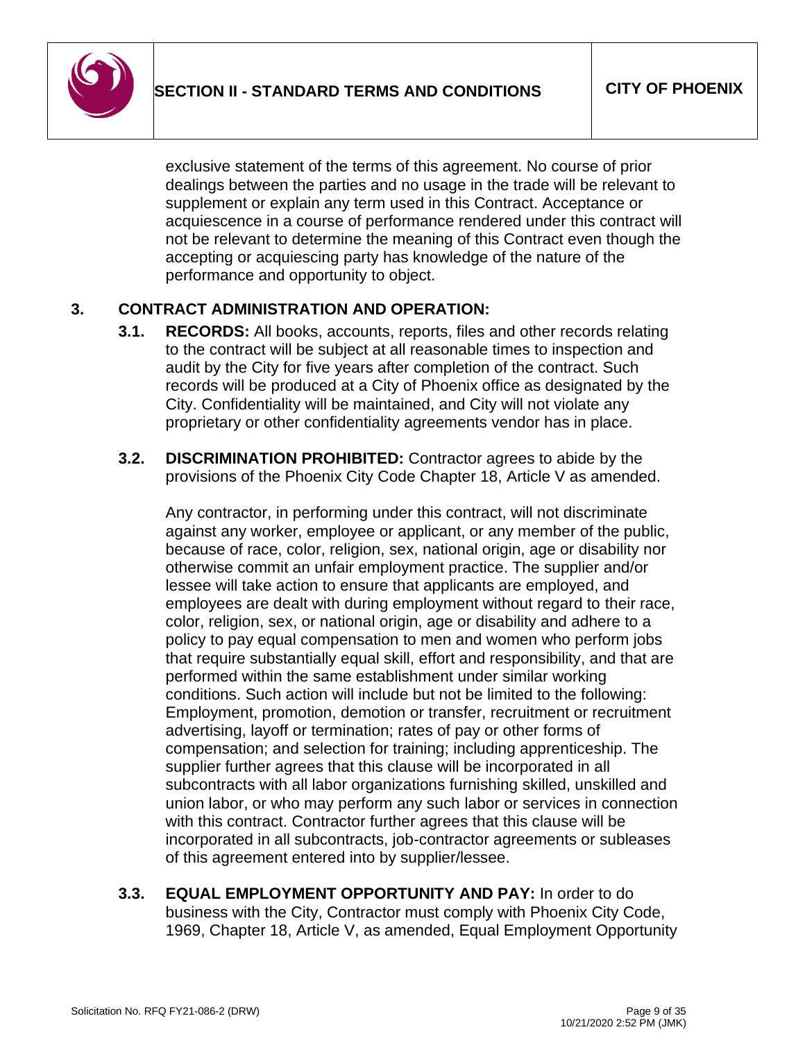exclusive statement of the terms of this agreement. No course of prior dealings between the parties and no usage in the trade will be relevant to supplement or explain any term used in this Contract. Acceptance or acquiescence in a course of performance rendered under this contract will not be relevant to determine the meaning of this Contract even though the accepting or acquiescing party has knowledge of the nature of the performance and opportunity to object.

## 3. CONTRACT ADMINISTRATION AND OPERATION:

**3.1. RECORDS:** All books, accounts, reports, files and other records relating to the contract will be subject at all reasonable times to inspection and audit by the City for five years after completion of the contract. Such records will be produced at a City of Phoenix office as designated by the City. Confidentiality will be maintained, and City will not violate any proprietary or other confidentiality agreements vendor has in place.

**3.2. DISCRIMINATION PROHIBITED:** Contractor agrees to abide by the provisions of the Phoenix City Code Chapter 18, Article V as amended.

Any contractor, in performing under this contract, will not discriminate against any worker, employee or applicant, or any member of the public, because of race, color, religion, sex, national origin, age or disability nor otherwise commit an unfair employment practice. The supplier and/or lessee will take action to ensure that applicants are employed, and employees are dealt with during employment without regard to their race, color, religion, sex, or national origin, age or disability and adhere to a policy to pay equal compensation to men and women who perform jobs that require substantially equal skill, effort and responsibility, and that are performed within the same establishment under similar working conditions. Such action will include but not be limited to the following: Employment, promotion, demotion or transfer, recruitment or recruitment advertising, layoff or termination; rates of pay or other forms of compensation; and selection for training; including apprenticeship. The supplier further agrees that this clause will be incorporated in all subcontracts with all labor organizations furnishing skilled, unskilled and union labor, or who may perform any such labor or services in connection with this contract. Contractor further agrees that this clause will be incorporated in all subcontracts, job-contractor agreements or subleases of this agreement entered into by supplier/lessee.

**3.3. EQUAL EMPLOYMENT OPPORTUNITY AND PAY:** In order to do business with the City, Contractor must comply with Phoenix City Code, 1969, Chapter 18, Article V, as amended, Equal Employment Opportunity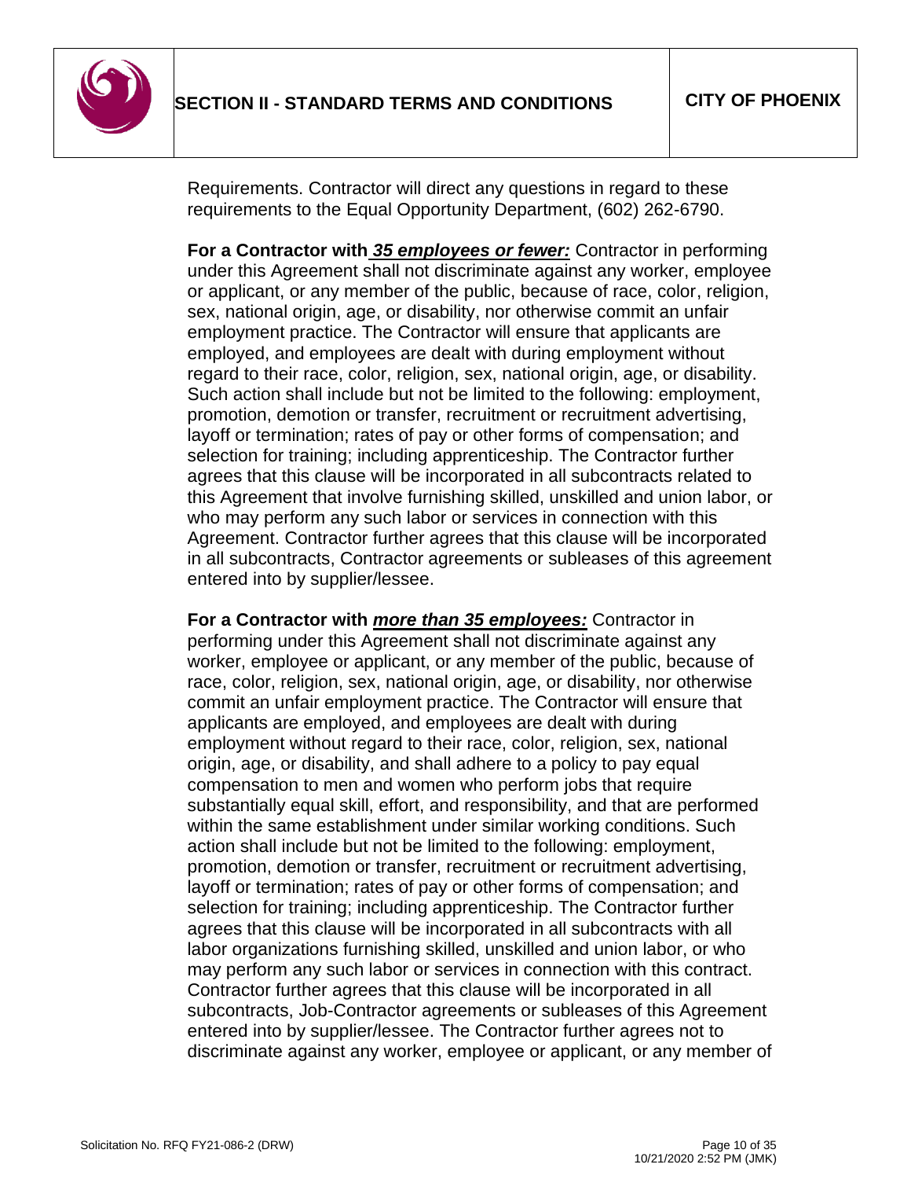Requirements. Contractor will direct any questions in regard to these requirements to the Equal Opportunity Department, (602) 262-6790.

**For a Contractor with *35 employees or fewer:*** Contractor in performing under this Agreement shall not discriminate against any worker, employee or applicant, or any member of the public, because of race, color, religion, sex, national origin, age, or disability, nor otherwise commit an unfair employment practice. The Contractor will ensure that applicants are employed, and employees are dealt with during employment without regard to their race, color, religion, sex, national origin, age, or disability. Such action shall include but not be limited to the following: employment, promotion, demotion or transfer, recruitment or recruitment advertising, layoff or termination; rates of pay or other forms of compensation; and selection for training; including apprenticeship. The Contractor further agrees that this clause will be incorporated in all subcontracts related to this Agreement that involve furnishing skilled, unskilled and union labor, or who may perform any such labor or services in connection with this Agreement. Contractor further agrees that this clause will be incorporated in all subcontracts, Contractor agreements or subleases of this agreement entered into by supplier/lessee.

**For a Contractor with *more than 35 employees:*** Contractor in performing under this Agreement shall not discriminate against any worker, employee or applicant, or any member of the public, because of race, color, religion, sex, national origin, age, or disability, nor otherwise commit an unfair employment practice. The Contractor will ensure that applicants are employed, and employees are dealt with during employment without regard to their race, color, religion, sex, national origin, age, or disability, and shall adhere to a policy to pay equal compensation to men and women who perform jobs that require substantially equal skill, effort, and responsibility, and that are performed within the same establishment under similar working conditions. Such action shall include but not be limited to the following: employment, promotion, demotion or transfer, recruitment or recruitment advertising, layoff or termination; rates of pay or other forms of compensation; and selection for training; including apprenticeship. The Contractor further agrees that this clause will be incorporated in all subcontracts with all labor organizations furnishing skilled, unskilled and union labor, or who may perform any such labor or services in connection with this contract. Contractor further agrees that this clause will be incorporated in all subcontracts, Job-Contractor agreements or subleases of this Agreement entered into by supplier/lessee. The Contractor further agrees not to discriminate against any worker, employee or applicant, or any member of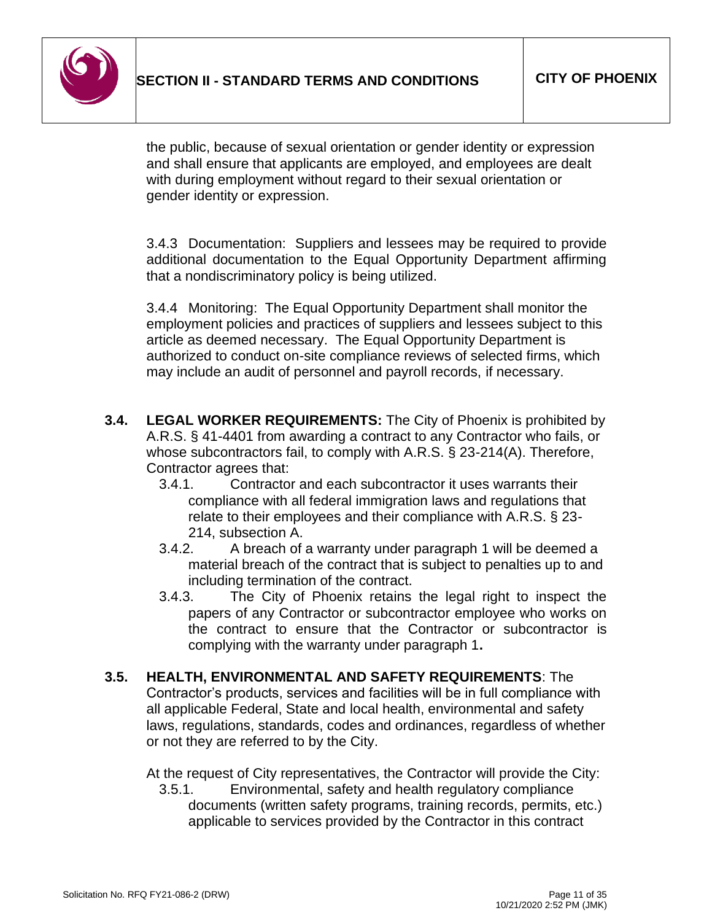the public, because of sexual orientation or gender identity or expression and shall ensure that applicants are employed, and employees are dealt with during employment without regard to their sexual orientation or gender identity or expression.

3.4.3 Documentation: Suppliers and lessees may be required to provide additional documentation to the Equal Opportunity Department affirming that a nondiscriminatory policy is being utilized.

3.4.4 Monitoring: The Equal Opportunity Department shall monitor the employment policies and practices of suppliers and lessees subject to this article as deemed necessary. The Equal Opportunity Department is authorized to conduct on-site compliance reviews of selected firms, which may include an audit of personnel and payroll records, if necessary.

**3.4. LEGAL WORKER REQUIREMENTS:** The City of Phoenix is prohibited by A.R.S. § 41-4401 from awarding a contract to any Contractor who fails, or whose subcontractors fail, to comply with A.R.S. § 23-214(A). Therefore, Contractor agrees that:

3.4.1. Contractor and each subcontractor it uses warrants their compliance with all federal immigration laws and regulations that relate to their employees and their compliance with A.R.S. § 23-214, subsection A.

3.4.2. A breach of a warranty under paragraph 1 will be deemed a material breach of the contract that is subject to penalties up to and including termination of the contract.

3.4.3. The City of Phoenix retains the legal right to inspect the papers of any Contractor or subcontractor employee who works on the contract to ensure that the Contractor or subcontractor is complying with the warranty under paragraph 1**.**

**3.5. HEALTH, ENVIRONMENTAL AND SAFETY REQUIREMENTS**: The Contractor's products, services and facilities will be in full compliance with all applicable Federal, State and local health, environmental and safety laws, regulations, standards, codes and ordinances, regardless of whether or not they are referred to by the City.

At the request of City representatives, the Contractor will provide the City:

3.5.1. Environmental, safety and health regulatory compliance documents (written safety programs, training records, permits, etc.) applicable to services provided by the Contractor in this contract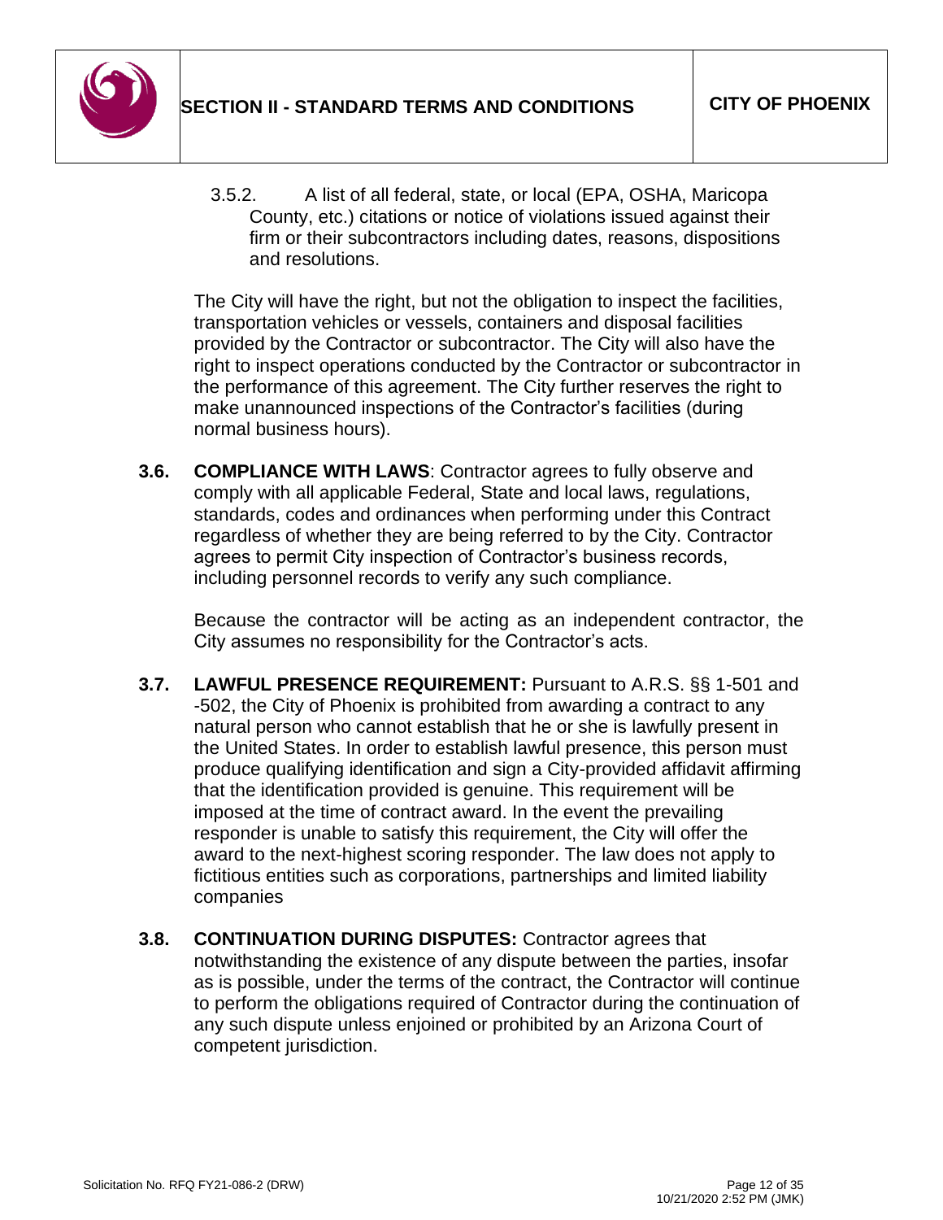3.5.2. A list of all federal, state, or local (EPA, OSHA, Maricopa County, etc.) citations or notice of violations issued against their firm or their subcontractors including dates, reasons, dispositions and resolutions.

The City will have the right, but not the obligation to inspect the facilities, transportation vehicles or vessels, containers and disposal facilities provided by the Contractor or subcontractor. The City will also have the right to inspect operations conducted by the Contractor or subcontractor in the performance of this agreement. The City further reserves the right to make unannounced inspections of the Contractor's facilities (during normal business hours).

**3.6. COMPLIANCE WITH LAWS**: Contractor agrees to fully observe and comply with all applicable Federal, State and local laws, regulations, standards, codes and ordinances when performing under this Contract regardless of whether they are being referred to by the City. Contractor agrees to permit City inspection of Contractor's business records, including personnel records to verify any such compliance.

Because the contractor will be acting as an independent contractor, the City assumes no responsibility for the Contractor's acts.

**3.7. LAWFUL PRESENCE REQUIREMENT:** Pursuant to A.R.S. §§ 1-501 and -502, the City of Phoenix is prohibited from awarding a contract to any natural person who cannot establish that he or she is lawfully present in the United States. In order to establish lawful presence, this person must produce qualifying identification and sign a City-provided affidavit affirming that the identification provided is genuine. This requirement will be imposed at the time of contract award. In the event the prevailing responder is unable to satisfy this requirement, the City will offer the award to the next-highest scoring responder. The law does not apply to fictitious entities such as corporations, partnerships and limited liability companies

**3.8. CONTINUATION DURING DISPUTES:** Contractor agrees that notwithstanding the existence of any dispute between the parties, insofar as is possible, under the terms of the contract, the Contractor will continue to perform the obligations required of Contractor during the continuation of any such dispute unless enjoined or prohibited by an Arizona Court of competent jurisdiction.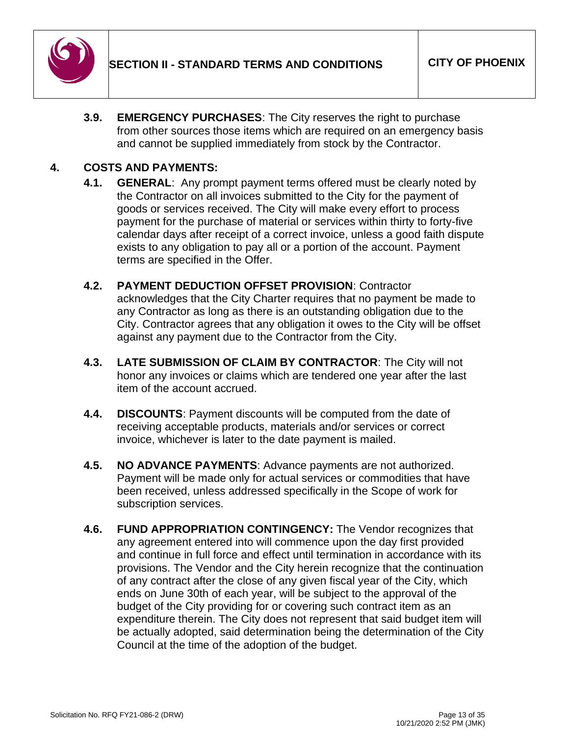**3.9. EMERGENCY PURCHASES**: The City reserves the right to purchase from other sources those items which are required on an emergency basis and cannot be supplied immediately from stock by the Contractor.

## 4. COSTS AND PAYMENTS:

**4.1. GENERAL**: Any prompt payment terms offered must be clearly noted by the Contractor on all invoices submitted to the City for the payment of goods or services received. The City will make every effort to process payment for the purchase of material or services within thirty to forty-five calendar days after receipt of a correct invoice, unless a good faith dispute exists to any obligation to pay all or a portion of the account. Payment terms are specified in the Offer.

**4.2. PAYMENT DEDUCTION OFFSET PROVISION**: Contractor acknowledges that the City Charter requires that no payment be made to any Contractor as long as there is an outstanding obligation due to the City. Contractor agrees that any obligation it owes to the City will be offset against any payment due to the Contractor from the City.

**4.3. LATE SUBMISSION OF CLAIM BY CONTRACTOR**: The City will not honor any invoices or claims which are tendered one year after the last item of the account accrued.

**4.4. DISCOUNTS**: Payment discounts will be computed from the date of receiving acceptable products, materials and/or services or correct invoice, whichever is later to the date payment is mailed.

**4.5. NO ADVANCE PAYMENTS**: Advance payments are not authorized. Payment will be made only for actual services or commodities that have been received, unless addressed specifically in the Scope of work for subscription services.

**4.6. FUND APPROPRIATION CONTINGENCY:** The Vendor recognizes that any agreement entered into will commence upon the day first provided and continue in full force and effect until termination in accordance with its provisions. The Vendor and the City herein recognize that the continuation of any contract after the close of any given fiscal year of the City, which ends on June 30th of each year, will be subject to the approval of the budget of the City providing for or covering such contract item as an expenditure therein. The City does not represent that said budget item will be actually adopted, said determination being the determination of the City Council at the time of the adoption of the budget.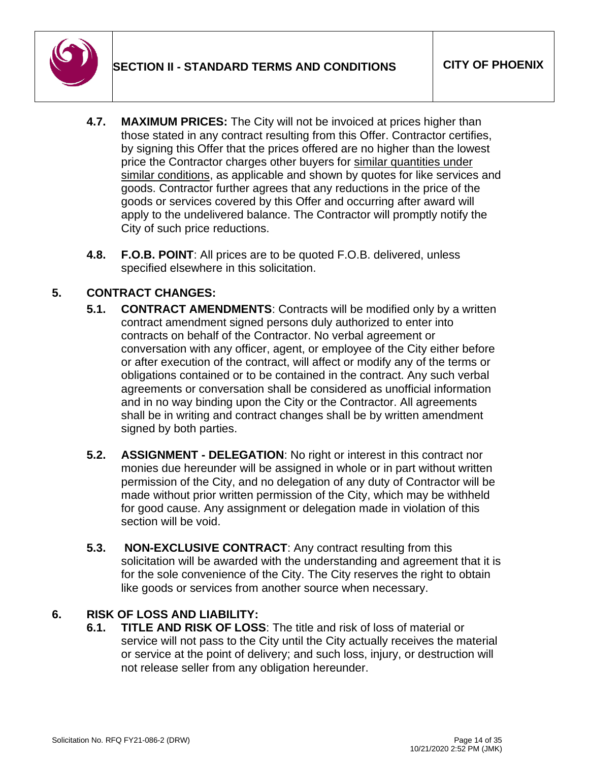**4.7. MAXIMUM PRICES:** The City will not be invoiced at prices higher than those stated in any contract resulting from this Offer. Contractor certifies, by signing this Offer that the prices offered are no higher than the lowest price the Contractor charges other buyers for <u>similar quantities under similar conditions</u>, as applicable and shown by quotes for like services and goods. Contractor further agrees that any reductions in the price of the goods or services covered by this Offer and occurring after award will apply to the undelivered balance. The Contractor will promptly notify the City of such price reductions.

**4.8. F.O.B. POINT**: All prices are to be quoted F.O.B. delivered, unless specified elsewhere in this solicitation.

## 5. CONTRACT CHANGES:

**5.1. CONTRACT AMENDMENTS**: Contracts will be modified only by a written contract amendment signed persons duly authorized to enter into contracts on behalf of the Contractor. No verbal agreement or conversation with any officer, agent, or employee of the City either before or after execution of the contract, will affect or modify any of the terms or obligations contained or to be contained in the contract. Any such verbal agreements or conversation shall be considered as unofficial information and in no way binding upon the City or the Contractor. All agreements shall be in writing and contract changes shall be by written amendment signed by both parties.

**5.2. ASSIGNMENT - DELEGATION**: No right or interest in this contract nor monies due hereunder will be assigned in whole or in part without written permission of the City, and no delegation of any duty of Contractor will be made without prior written permission of the City, which may be withheld for good cause. Any assignment or delegation made in violation of this section will be void.

**5.3. NON-EXCLUSIVE CONTRACT**: Any contract resulting from this solicitation will be awarded with the understanding and agreement that it is for the sole convenience of the City. The City reserves the right to obtain like goods or services from another source when necessary.

## 6. RISK OF LOSS AND LIABILITY:

**6.1. TITLE AND RISK OF LOSS**: The title and risk of loss of material or service will not pass to the City until the City actually receives the material or service at the point of delivery; and such loss, injury, or destruction will not release seller from any obligation hereunder.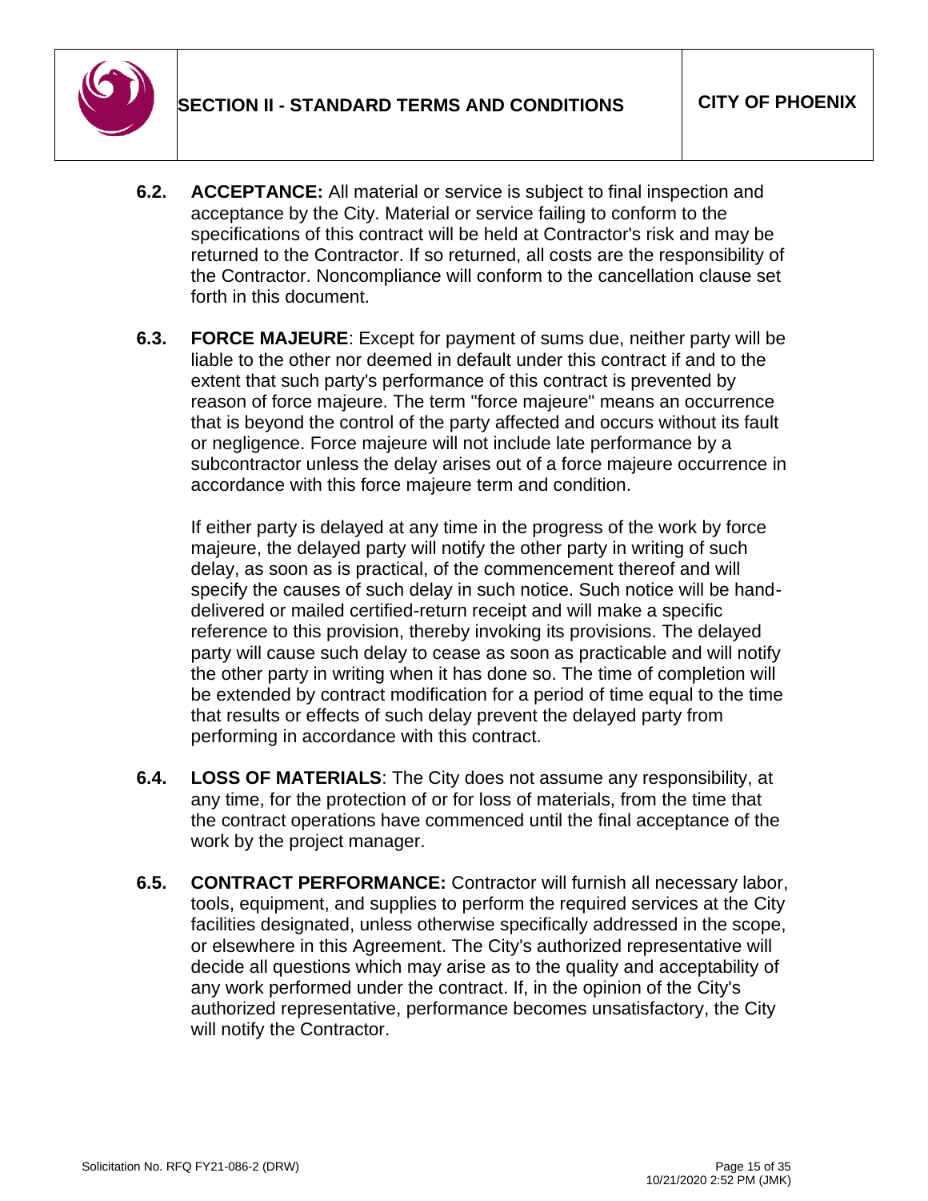**6.2. ACCEPTANCE:** All material or service is subject to final inspection and acceptance by the City. Material or service failing to conform to the specifications of this contract will be held at Contractor's risk and may be returned to the Contractor. If so returned, all costs are the responsibility of the Contractor. Noncompliance will conform to the cancellation clause set forth in this document.

**6.3. FORCE MAJEURE**: Except for payment of sums due, neither party will be liable to the other nor deemed in default under this contract if and to the extent that such party's performance of this contract is prevented by reason of force majeure. The term "force majeure" means an occurrence that is beyond the control of the party affected and occurs without its fault or negligence. Force majeure will not include late performance by a subcontractor unless the delay arises out of a force majeure occurrence in accordance with this force majeure term and condition.

If either party is delayed at any time in the progress of the work by force majeure, the delayed party will notify the other party in writing of such delay, as soon as is practical, of the commencement thereof and will specify the causes of such delay in such notice. Such notice will be hand-delivered or mailed certified-return receipt and will make a specific reference to this provision, thereby invoking its provisions. The delayed party will cause such delay to cease as soon as practicable and will notify the other party in writing when it has done so. The time of completion will be extended by contract modification for a period of time equal to the time that results or effects of such delay prevent the delayed party from performing in accordance with this contract.

**6.4. LOSS OF MATERIALS**: The City does not assume any responsibility, at any time, for the protection of or for loss of materials, from the time that the contract operations have commenced until the final acceptance of the work by the project manager.

**6.5. CONTRACT PERFORMANCE:** Contractor will furnish all necessary labor, tools, equipment, and supplies to perform the required services at the City facilities designated, unless otherwise specifically addressed in the scope, or elsewhere in this Agreement. The City's authorized representative will decide all questions which may arise as to the quality and acceptability of any work performed under the contract. If, in the opinion of the City's authorized representative, performance becomes unsatisfactory, the City will notify the Contractor.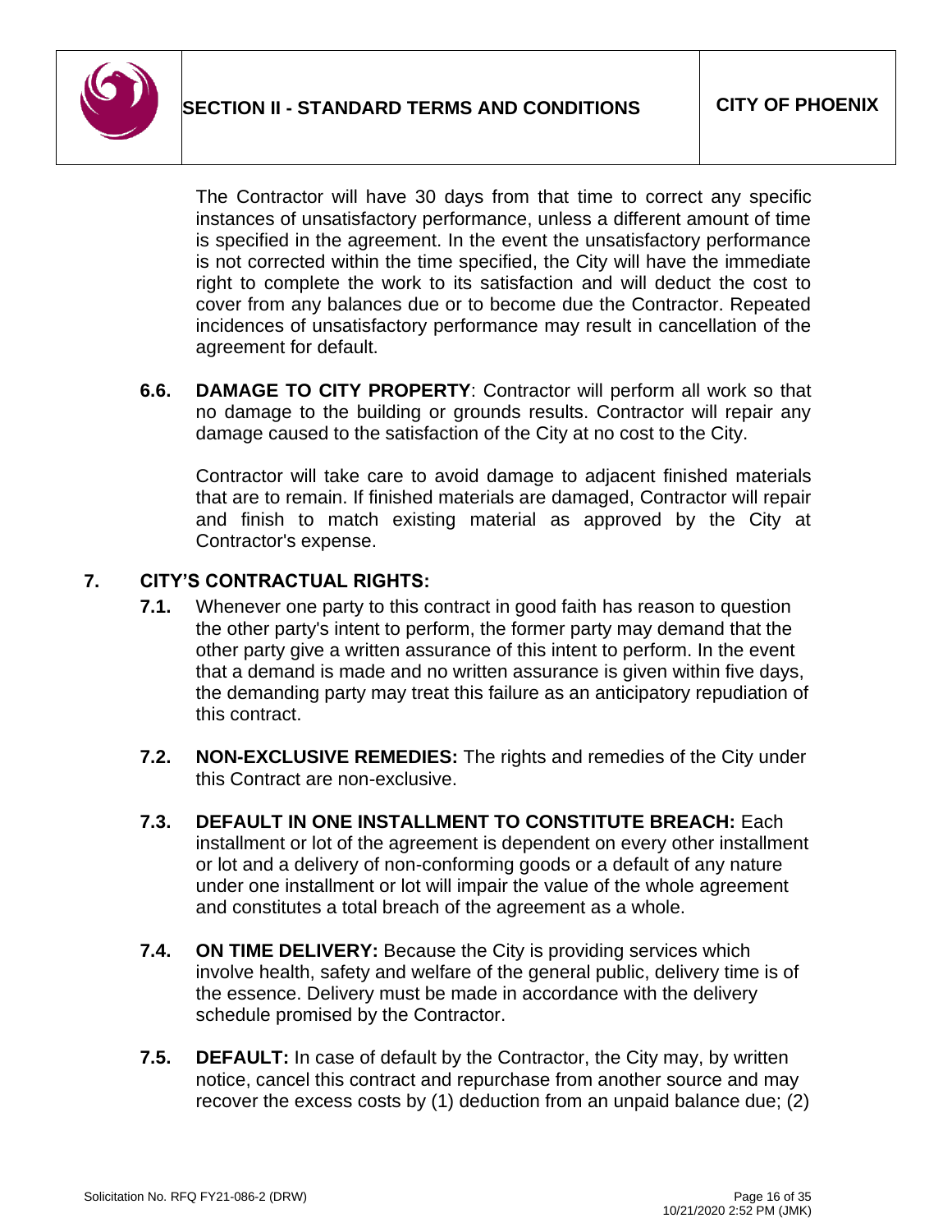The Contractor will have 30 days from that time to correct any specific instances of unsatisfactory performance, unless a different amount of time is specified in the agreement. In the event the unsatisfactory performance is not corrected within the time specified, the City will have the immediate right to complete the work to its satisfaction and will deduct the cost to cover from any balances due or to become due the Contractor. Repeated incidences of unsatisfactory performance may result in cancellation of the agreement for default.

**6.6. DAMAGE TO CITY PROPERTY**: Contractor will perform all work so that no damage to the building or grounds results. Contractor will repair any damage caused to the satisfaction of the City at no cost to the City.

Contractor will take care to avoid damage to adjacent finished materials that are to remain. If finished materials are damaged, Contractor will repair and finish to match existing material as approved by the City at Contractor's expense.

## 7. CITY'S CONTRACTUAL RIGHTS:

**7.1.** Whenever one party to this contract in good faith has reason to question the other party's intent to perform, the former party may demand that the other party give a written assurance of this intent to perform. In the event that a demand is made and no written assurance is given within five days, the demanding party may treat this failure as an anticipatory repudiation of this contract.

**7.2. NON-EXCLUSIVE REMEDIES:** The rights and remedies of the City under this Contract are non-exclusive.

**7.3. DEFAULT IN ONE INSTALLMENT TO CONSTITUTE BREACH:** Each installment or lot of the agreement is dependent on every other installment or lot and a delivery of non-conforming goods or a default of any nature under one installment or lot will impair the value of the whole agreement and constitutes a total breach of the agreement as a whole.

**7.4. ON TIME DELIVERY:** Because the City is providing services which involve health, safety and welfare of the general public, delivery time is of the essence. Delivery must be made in accordance with the delivery schedule promised by the Contractor.

**7.5. DEFAULT:** In case of default by the Contractor, the City may, by written notice, cancel this contract and repurchase from another source and may recover the excess costs by (1) deduction from an unpaid balance due; (2)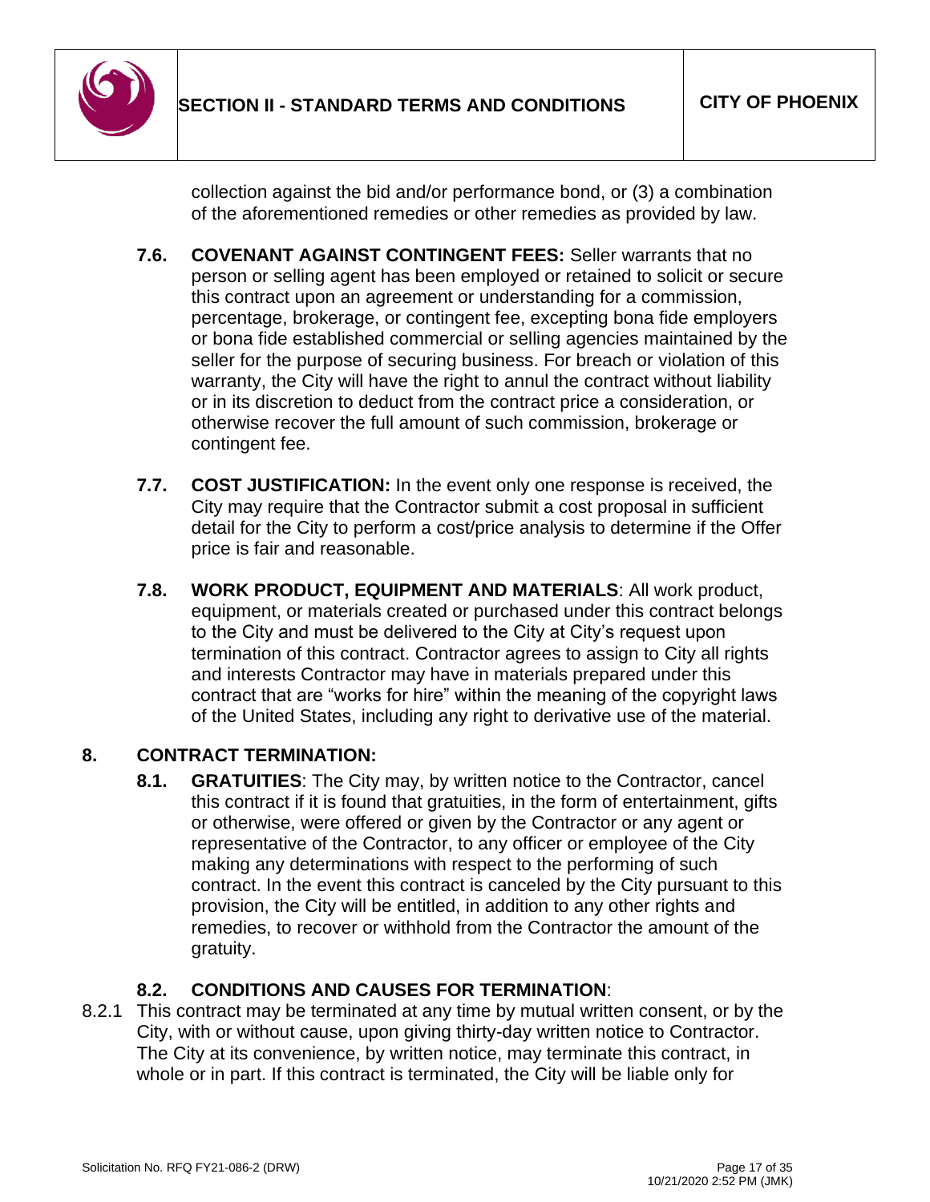collection against the bid and/or performance bond, or (3) a combination of the aforementioned remedies or other remedies as provided by law.

**7.6. COVENANT AGAINST CONTINGENT FEES:** Seller warrants that no person or selling agent has been employed or retained to solicit or secure this contract upon an agreement or understanding for a commission, percentage, brokerage, or contingent fee, excepting bona fide employers or bona fide established commercial or selling agencies maintained by the seller for the purpose of securing business. For breach or violation of this warranty, the City will have the right to annul the contract without liability or in its discretion to deduct from the contract price a consideration, or otherwise recover the full amount of such commission, brokerage or contingent fee.

**7.7. COST JUSTIFICATION:** In the event only one response is received, the City may require that the Contractor submit a cost proposal in sufficient detail for the City to perform a cost/price analysis to determine if the Offer price is fair and reasonable.

**7.8. WORK PRODUCT, EQUIPMENT AND MATERIALS**: All work product, equipment, or materials created or purchased under this contract belongs to the City and must be delivered to the City at City's request upon termination of this contract. Contractor agrees to assign to City all rights and interests Contractor may have in materials prepared under this contract that are "works for hire" within the meaning of the copyright laws of the United States, including any right to derivative use of the material.

## 8. CONTRACT TERMINATION:

**8.1. GRATUITIES**: The City may, by written notice to the Contractor, cancel this contract if it is found that gratuities, in the form of entertainment, gifts or otherwise, were offered or given by the Contractor or any agent or representative of the Contractor, to any officer or employee of the City making any determinations with respect to the performing of such contract. In the event this contract is canceled by the City pursuant to this provision, the City will be entitled, in addition to any other rights and remedies, to recover or withhold from the Contractor the amount of the gratuity.

### 8.2. CONDITIONS AND CAUSES FOR TERMINATION:

8.2.1 This contract may be terminated at any time by mutual written consent, or by the City, with or without cause, upon giving thirty-day written notice to Contractor. The City at its convenience, by written notice, may terminate this contract, in whole or in part. If this contract is terminated, the City will be liable only for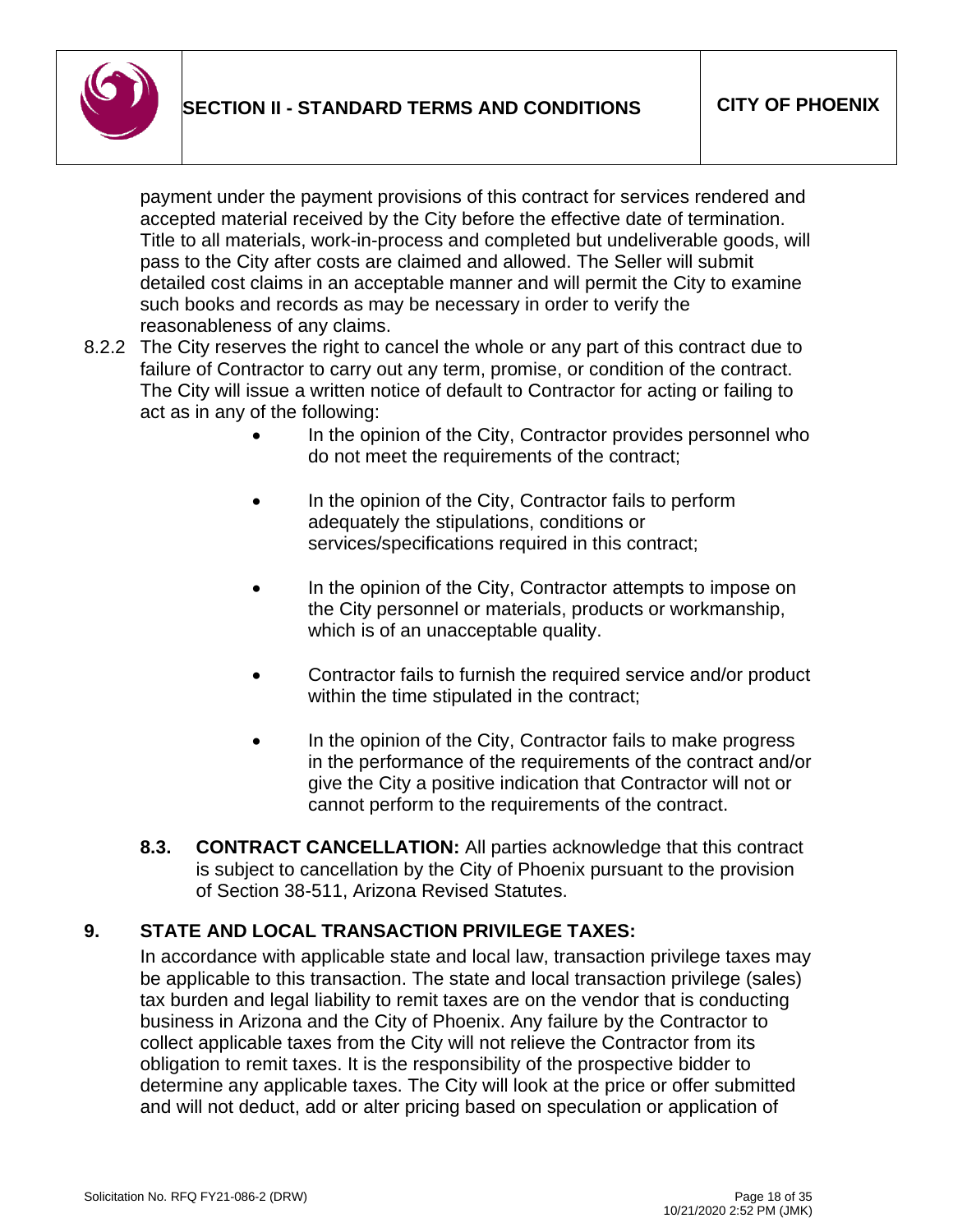payment under the payment provisions of this contract for services rendered and accepted material received by the City before the effective date of termination. Title to all materials, work-in-process and completed but undeliverable goods, will pass to the City after costs are claimed and allowed. The Seller will submit detailed cost claims in an acceptable manner and will permit the City to examine such books and records as may be necessary in order to verify the reasonableness of any claims.

8.2.2 The City reserves the right to cancel the whole or any part of this contract due to failure of Contractor to carry out any term, promise, or condition of the contract. The City will issue a written notice of default to Contractor for acting or failing to act as in any of the following:

- In the opinion of the City, Contractor provides personnel who do not meet the requirements of the contract;
- In the opinion of the City, Contractor fails to perform adequately the stipulations, conditions or services/specifications required in this contract;
- In the opinion of the City, Contractor attempts to impose on the City personnel or materials, products or workmanship, which is of an unacceptable quality.
- Contractor fails to furnish the required service and/or product within the time stipulated in the contract;
- In the opinion of the City, Contractor fails to make progress in the performance of the requirements of the contract and/or give the City a positive indication that Contractor will not or cannot perform to the requirements of the contract.

**8.3. CONTRACT CANCELLATION:** All parties acknowledge that this contract is subject to cancellation by the City of Phoenix pursuant to the provision of Section 38-511, Arizona Revised Statutes.

## 9. STATE AND LOCAL TRANSACTION PRIVILEGE TAXES:

In accordance with applicable state and local law, transaction privilege taxes may be applicable to this transaction. The state and local transaction privilege (sales) tax burden and legal liability to remit taxes are on the vendor that is conducting business in Arizona and the City of Phoenix. Any failure by the Contractor to collect applicable taxes from the City will not relieve the Contractor from its obligation to remit taxes. It is the responsibility of the prospective bidder to determine any applicable taxes. The City will look at the price or offer submitted and will not deduct, add or alter pricing based on speculation or application of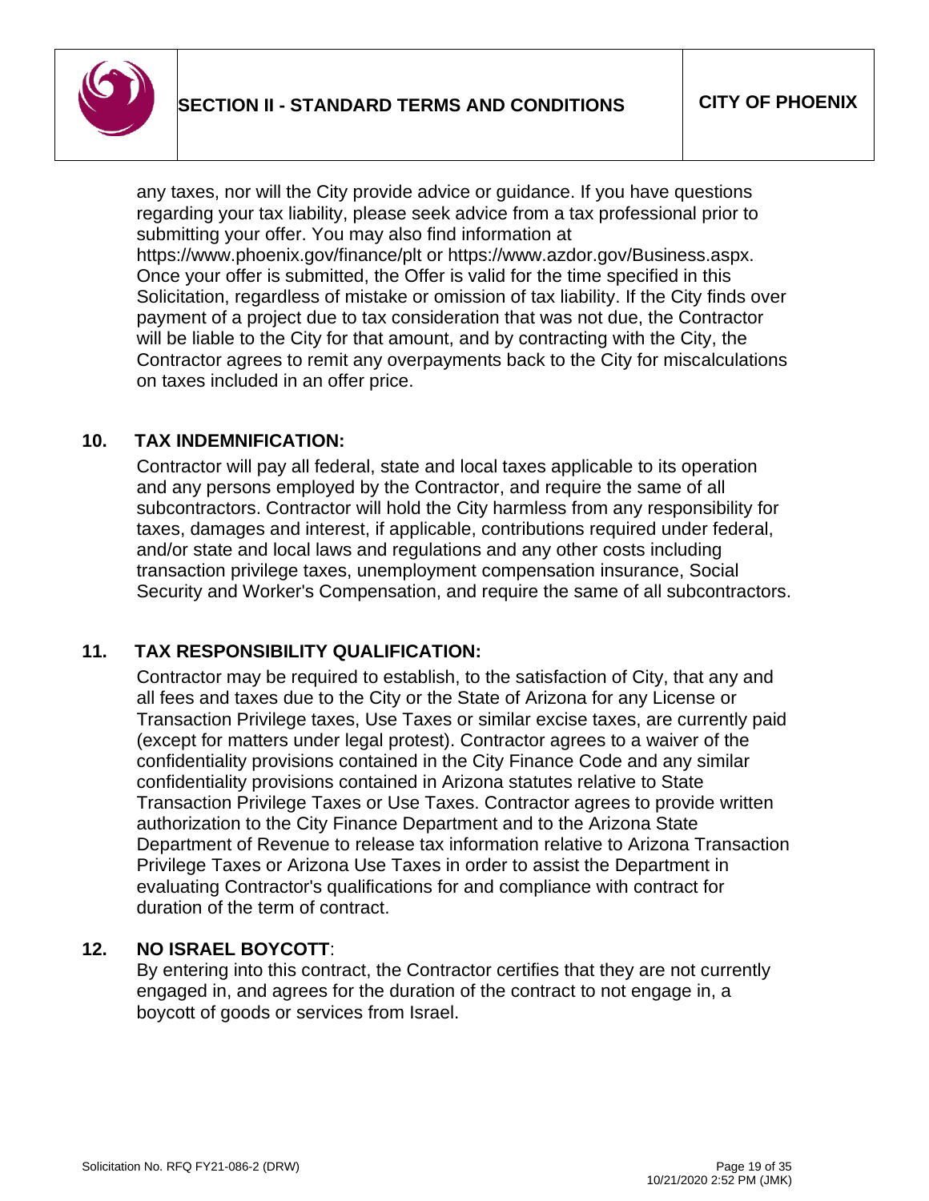any taxes, nor will the City provide advice or guidance. If you have questions regarding your tax liability, please seek advice from a tax professional prior to submitting your offer. You may also find information at https://www.phoenix.gov/finance/plt or https://www.azdor.gov/Business.aspx. Once your offer is submitted, the Offer is valid for the time specified in this Solicitation, regardless of mistake or omission of tax liability. If the City finds over payment of a project due to tax consideration that was not due, the Contractor will be liable to the City for that amount, and by contracting with the City, the Contractor agrees to remit any overpayments back to the City for miscalculations on taxes included in an offer price.

**10. TAX INDEMNIFICATION:**

Contractor will pay all federal, state and local taxes applicable to its operation and any persons employed by the Contractor, and require the same of all subcontractors. Contractor will hold the City harmless from any responsibility for taxes, damages and interest, if applicable, contributions required under federal, and/or state and local laws and regulations and any other costs including transaction privilege taxes, unemployment compensation insurance, Social Security and Worker's Compensation, and require the same of all subcontractors.

**11. TAX RESPONSIBILITY QUALIFICATION:**

Contractor may be required to establish, to the satisfaction of City, that any and all fees and taxes due to the City or the State of Arizona for any License or Transaction Privilege taxes, Use Taxes or similar excise taxes, are currently paid (except for matters under legal protest). Contractor agrees to a waiver of the confidentiality provisions contained in the City Finance Code and any similar confidentiality provisions contained in Arizona statutes relative to State Transaction Privilege Taxes or Use Taxes. Contractor agrees to provide written authorization to the City Finance Department and to the Arizona State Department of Revenue to release tax information relative to Arizona Transaction Privilege Taxes or Arizona Use Taxes in order to assist the Department in evaluating Contractor's qualifications for and compliance with contract for duration of the term of contract.

**12. NO ISRAEL BOYCOTT**:

By entering into this contract, the Contractor certifies that they are not currently engaged in, and agrees for the duration of the contract to not engage in, a boycott of goods or services from Israel.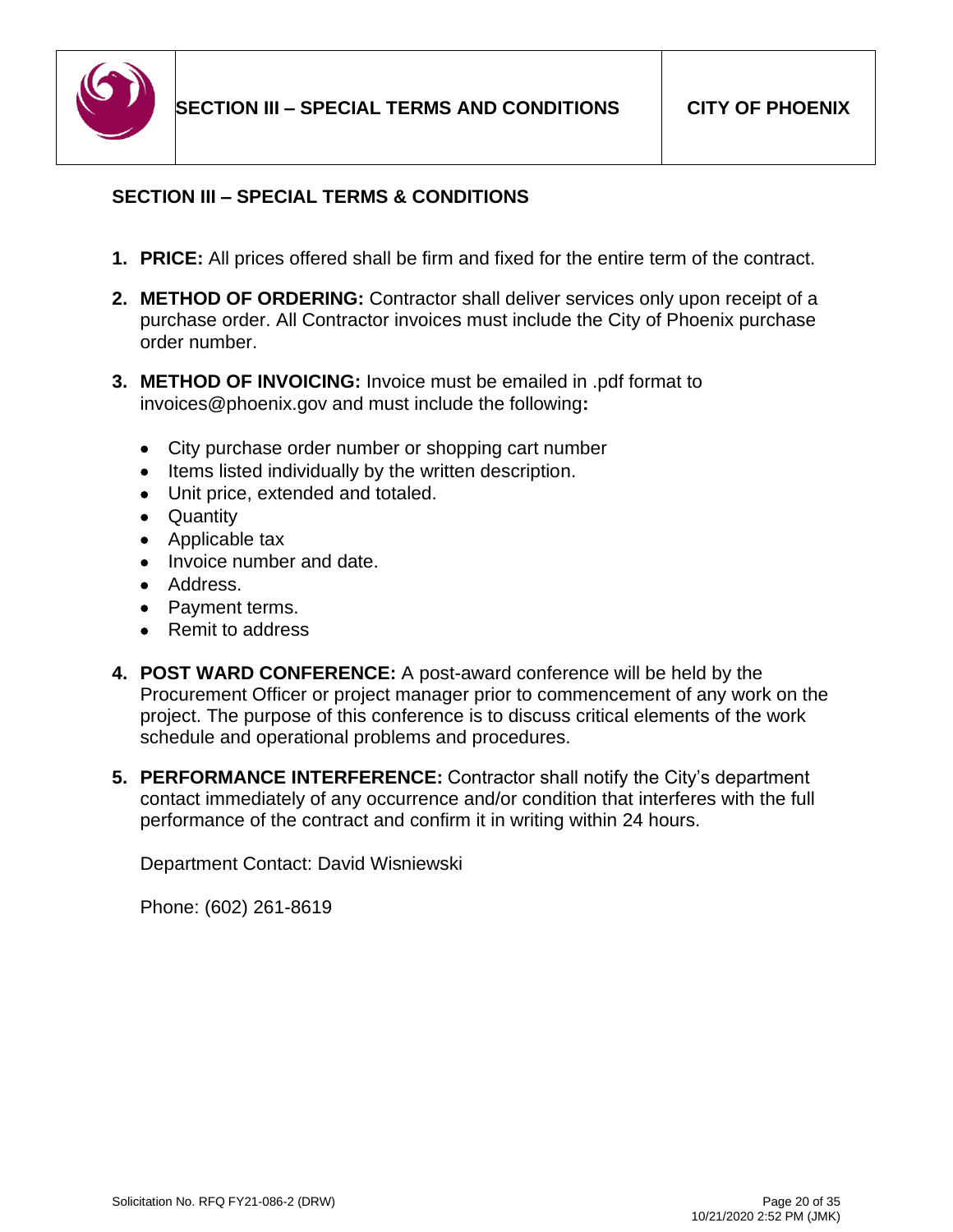## SECTION III – SPECIAL TERMS & CONDITIONS

1. **PRICE:** All prices offered shall be firm and fixed for the entire term of the contract.

2. **METHOD OF ORDERING:** Contractor shall deliver services only upon receipt of a purchase order. All Contractor invoices must include the City of Phoenix purchase order number.

3. **METHOD OF INVOICING:** Invoice must be emailed in .pdf format to invoices@phoenix.gov and must include the following**:**

   - City purchase order number or shopping cart number
   - Items listed individually by the written description.
   - Unit price, extended and totaled.
   - Quantity
   - Applicable tax
   - Invoice number and date.
   - Address.
   - Payment terms.
   - Remit to address

4. **POST WARD CONFERENCE:** A post-award conference will be held by the Procurement Officer or project manager prior to commencement of any work on the project. The purpose of this conference is to discuss critical elements of the work schedule and operational problems and procedures.

5. **PERFORMANCE INTERFERENCE:** Contractor shall notify the City's department contact immediately of any occurrence and/or condition that interferes with the full performance of the contract and confirm it in writing within 24 hours.

   Department Contact: David Wisniewski

   Phone: (602) 261-8619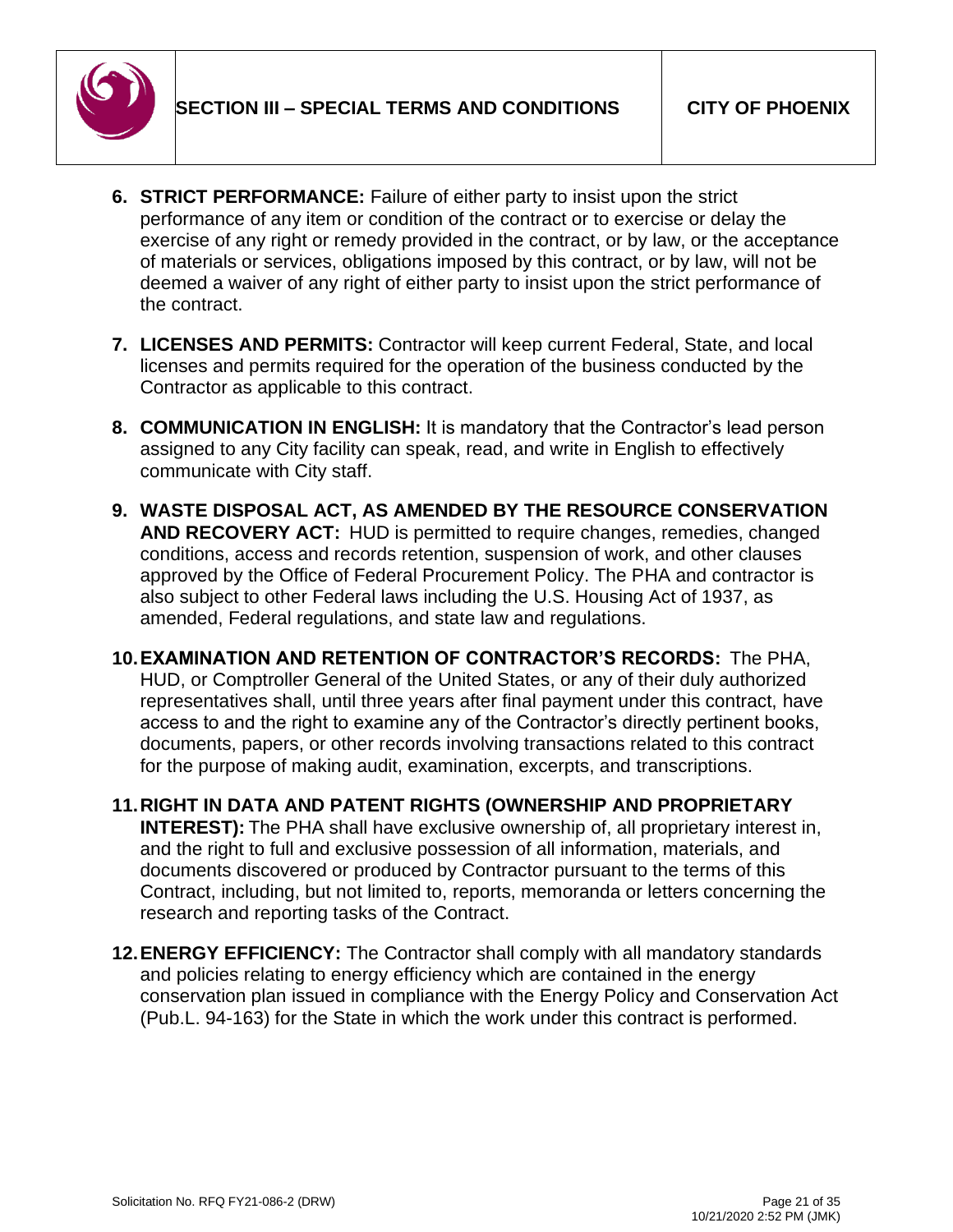6. **STRICT PERFORMANCE:** Failure of either party to insist upon the strict performance of any item or condition of the contract or to exercise or delay the exercise of any right or remedy provided in the contract, or by law, or the acceptance of materials or services, obligations imposed by this contract, or by law, will not be deemed a waiver of any right of either party to insist upon the strict performance of the contract.

7. **LICENSES AND PERMITS:** Contractor will keep current Federal, State, and local licenses and permits required for the operation of the business conducted by the Contractor as applicable to this contract.

8. **COMMUNICATION IN ENGLISH:** It is mandatory that the Contractor's lead person assigned to any City facility can speak, read, and write in English to effectively communicate with City staff.

9. **WASTE DISPOSAL ACT, AS AMENDED BY THE RESOURCE CONSERVATION AND RECOVERY ACT:** HUD is permitted to require changes, remedies, changed conditions, access and records retention, suspension of work, and other clauses approved by the Office of Federal Procurement Policy. The PHA and contractor is also subject to other Federal laws including the U.S. Housing Act of 1937, as amended, Federal regulations, and state law and regulations.

10. **EXAMINATION AND RETENTION OF CONTRACTOR'S RECORDS:** The PHA, HUD, or Comptroller General of the United States, or any of their duly authorized representatives shall, until three years after final payment under this contract, have access to and the right to examine any of the Contractor's directly pertinent books, documents, papers, or other records involving transactions related to this contract for the purpose of making audit, examination, excerpts, and transcriptions.

11. **RIGHT IN DATA AND PATENT RIGHTS (OWNERSHIP AND PROPRIETARY INTEREST):** The PHA shall have exclusive ownership of, all proprietary interest in, and the right to full and exclusive possession of all information, materials, and documents discovered or produced by Contractor pursuant to the terms of this Contract, including, but not limited to, reports, memoranda or letters concerning the research and reporting tasks of the Contract.

12. **ENERGY EFFICIENCY:** The Contractor shall comply with all mandatory standards and policies relating to energy efficiency which are contained in the energy conservation plan issued in compliance with the Energy Policy and Conservation Act (Pub.L. 94-163) for the State in which the work under this contract is performed.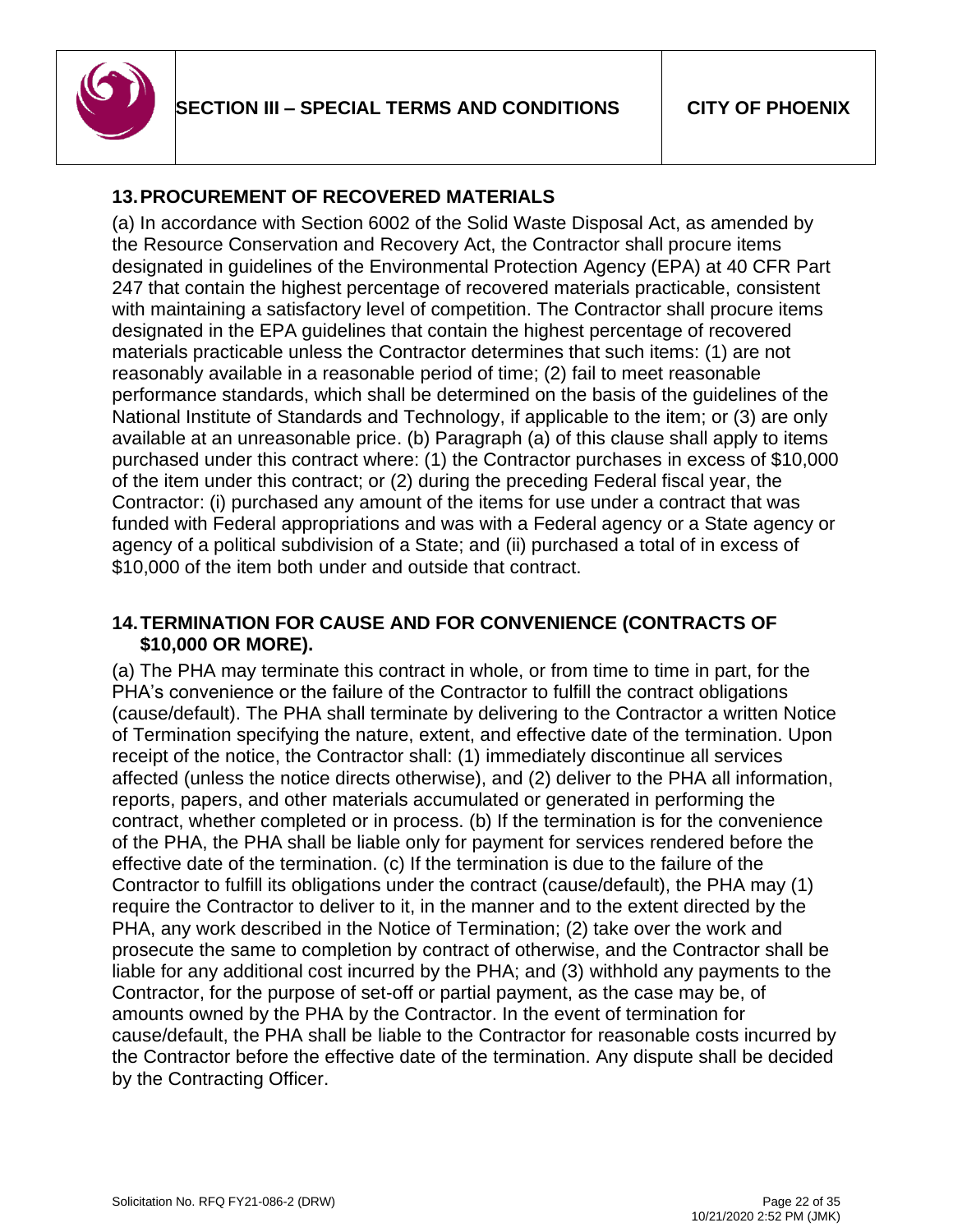## 13. PROCUREMENT OF RECOVERED MATERIALS

(a) In accordance with Section 6002 of the Solid Waste Disposal Act, as amended by the Resource Conservation and Recovery Act, the Contractor shall procure items designated in guidelines of the Environmental Protection Agency (EPA) at 40 CFR Part 247 that contain the highest percentage of recovered materials practicable, consistent with maintaining a satisfactory level of competition. The Contractor shall procure items designated in the EPA guidelines that contain the highest percentage of recovered materials practicable unless the Contractor determines that such items: (1) are not reasonably available in a reasonable period of time; (2) fail to meet reasonable performance standards, which shall be determined on the basis of the guidelines of the National Institute of Standards and Technology, if applicable to the item; or (3) are only available at an unreasonable price. (b) Paragraph (a) of this clause shall apply to items purchased under this contract where: (1) the Contractor purchases in excess of $10,000 of the item under this contract; or (2) during the preceding Federal fiscal year, the Contractor: (i) purchased any amount of the items for use under a contract that was funded with Federal appropriations and was with a Federal agency or a State agency or agency of a political subdivision of a State; and (ii) purchased a total of in excess of $10,000 of the item both under and outside that contract.

## 14. TERMINATION FOR CAUSE AND FOR CONVENIENCE (CONTRACTS OF $10,000 OR MORE).

(a) The PHA may terminate this contract in whole, or from time to time in part, for the PHA's convenience or the failure of the Contractor to fulfill the contract obligations (cause/default). The PHA shall terminate by delivering to the Contractor a written Notice of Termination specifying the nature, extent, and effective date of the termination. Upon receipt of the notice, the Contractor shall: (1) immediately discontinue all services affected (unless the notice directs otherwise), and (2) deliver to the PHA all information, reports, papers, and other materials accumulated or generated in performing the contract, whether completed or in process. (b) If the termination is for the convenience of the PHA, the PHA shall be liable only for payment for services rendered before the effective date of the termination. (c) If the termination is due to the failure of the Contractor to fulfill its obligations under the contract (cause/default), the PHA may (1) require the Contractor to deliver to it, in the manner and to the extent directed by the PHA, any work described in the Notice of Termination; (2) take over the work and prosecute the same to completion by contract of otherwise, and the Contractor shall be liable for any additional cost incurred by the PHA; and (3) withhold any payments to the Contractor, for the purpose of set-off or partial payment, as the case may be, of amounts owned by the PHA by the Contractor. In the event of termination for cause/default, the PHA shall be liable to the Contractor for reasonable costs incurred by the Contractor before the effective date of the termination. Any dispute shall be decided by the Contracting Officer.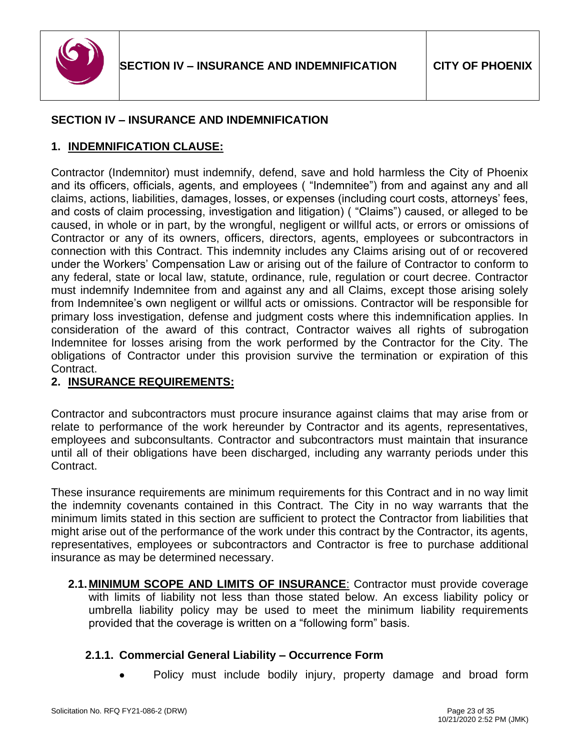## SECTION IV – INSURANCE AND INDEMNIFICATION

### 1. INDEMNIFICATION CLAUSE:

Contractor (Indemnitor) must indemnify, defend, save and hold harmless the City of Phoenix and its officers, officials, agents, and employees ( "Indemnitee") from and against any and all claims, actions, liabilities, damages, losses, or expenses (including court costs, attorneys' fees, and costs of claim processing, investigation and litigation) ( "Claims") caused, or alleged to be caused, in whole or in part, by the wrongful, negligent or willful acts, or errors or omissions of Contractor or any of its owners, officers, directors, agents, employees or subcontractors in connection with this Contract. This indemnity includes any Claims arising out of or recovered under the Workers' Compensation Law or arising out of the failure of Contractor to conform to any federal, state or local law, statute, ordinance, rule, regulation or court decree. Contractor must indemnify Indemnitee from and against any and all Claims, except those arising solely from Indemnitee's own negligent or willful acts or omissions. Contractor will be responsible for primary loss investigation, defense and judgment costs where this indemnification applies. In consideration of the award of this contract, Contractor waives all rights of subrogation Indemnitee for losses arising from the work performed by the Contractor for the City. The obligations of Contractor under this provision survive the termination or expiration of this Contract.

### 2. INSURANCE REQUIREMENTS:

Contractor and subcontractors must procure insurance against claims that may arise from or relate to performance of the work hereunder by Contractor and its agents, representatives, employees and subconsultants. Contractor and subcontractors must maintain that insurance until all of their obligations have been discharged, including any warranty periods under this Contract.

These insurance requirements are minimum requirements for this Contract and in no way limit the indemnity covenants contained in this Contract. The City in no way warrants that the minimum limits stated in this section are sufficient to protect the Contractor from liabilities that might arise out of the performance of the work under this contract by the Contractor, its agents, representatives, employees or subcontractors and Contractor is free to purchase additional insurance as may be determined necessary.

**2.1. MINIMUM SCOPE AND LIMITS OF INSURANCE**: Contractor must provide coverage with limits of liability not less than those stated below. An excess liability policy or umbrella liability policy may be used to meet the minimum liability requirements provided that the coverage is written on a "following form" basis.

**2.1.1. Commercial General Liability – Occurrence Form**

- Policy must include bodily injury, property damage and broad form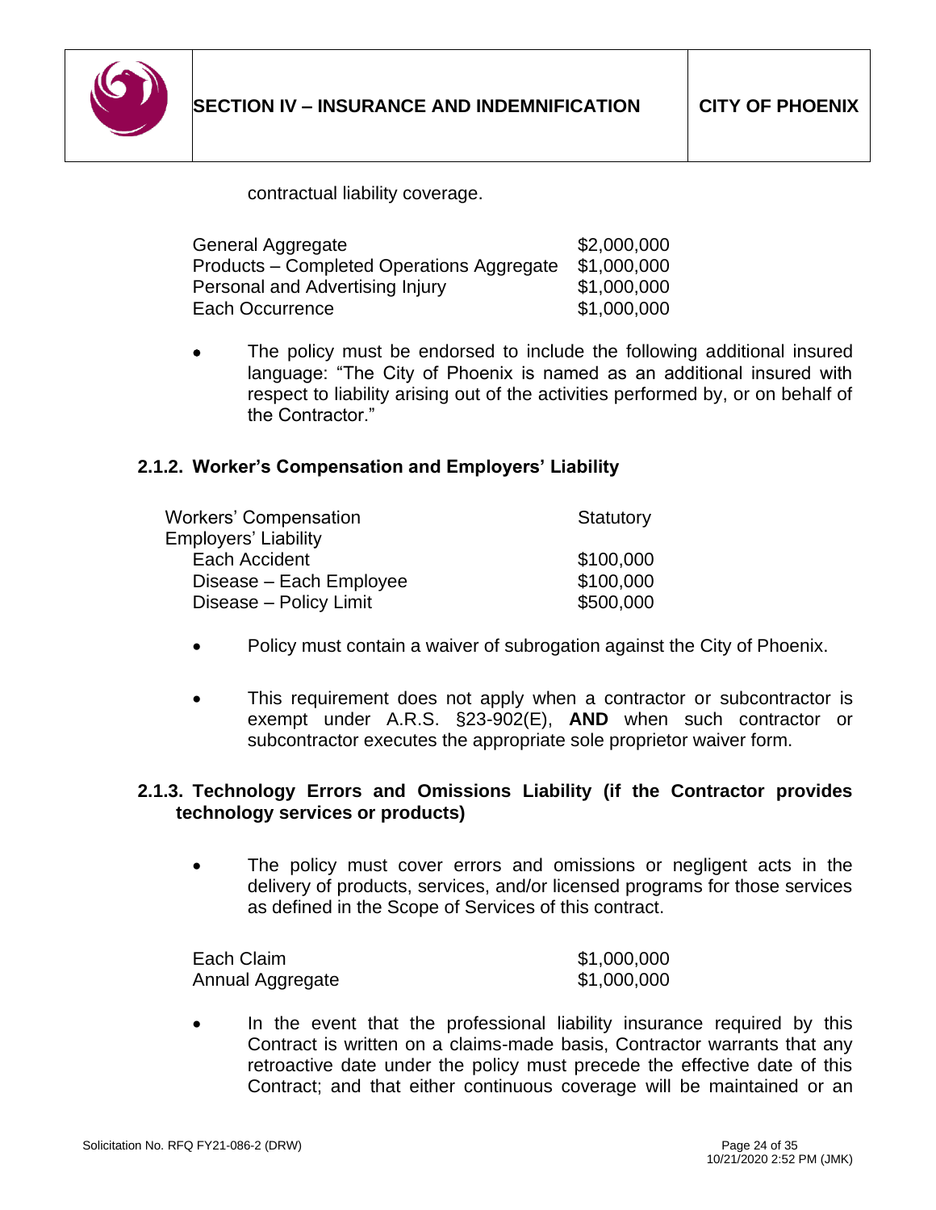contractual liability coverage.

| | |
|---|---|
| General Aggregate | $2,000,000 |
| Products – Completed Operations Aggregate | $1,000,000 |
| Personal and Advertising Injury | $1,000,000 |
| Each Occurrence | $1,000,000 |

- The policy must be endorsed to include the following additional insured language: "The City of Phoenix is named as an additional insured with respect to liability arising out of the activities performed by, or on behalf of the Contractor."

#### 2.1.2. Worker's Compensation and Employers' Liability

| | |
|---|---|
| Workers' Compensation | Statutory |
| Employers' Liability | |
| Each Accident | $100,000 |
| Disease – Each Employee | $100,000 |
| Disease – Policy Limit | $500,000 |

- Policy must contain a waiver of subrogation against the City of Phoenix.

- This requirement does not apply when a contractor or subcontractor is exempt under A.R.S. §23-902(E), **AND** when such contractor or subcontractor executes the appropriate sole proprietor waiver form.

#### 2.1.3. Technology Errors and Omissions Liability (if the Contractor provides technology services or products)

- The policy must cover errors and omissions or negligent acts in the delivery of products, services, and/or licensed programs for those services as defined in the Scope of Services of this contract.

| | |
|---|---|
| Each Claim | $1,000,000 |
| Annual Aggregate | $1,000,000 |

- In the event that the professional liability insurance required by this Contract is written on a claims-made basis, Contractor warrants that any retroactive date under the policy must precede the effective date of this Contract; and that either continuous coverage will be maintained or an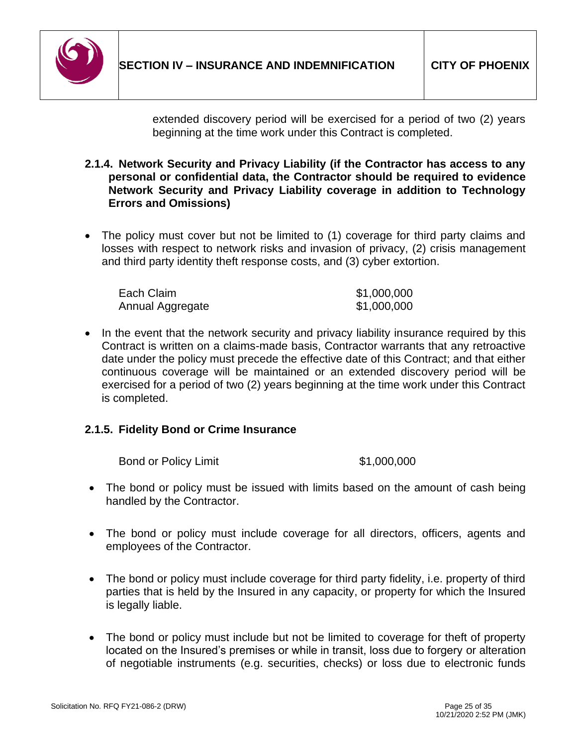extended discovery period will be exercised for a period of two (2) years beginning at the time work under this Contract is completed.

**2.1.4. Network Security and Privacy Liability (if the Contractor has access to any personal or confidential data, the Contractor should be required to evidence Network Security and Privacy Liability coverage in addition to Technology Errors and Omissions)**

- The policy must cover but not be limited to (1) coverage for third party claims and losses with respect to network risks and invasion of privacy, (2) crisis management and third party identity theft response costs, and (3) cyber extortion.

| | |
|---|---|
| Each Claim | $1,000,000 |
| Annual Aggregate | $1,000,000 |

- In the event that the network security and privacy liability insurance required by this Contract is written on a claims-made basis, Contractor warrants that any retroactive date under the policy must precede the effective date of this Contract; and that either continuous coverage will be maintained or an extended discovery period will be exercised for a period of two (2) years beginning at the time work under this Contract is completed.

**2.1.5. Fidelity Bond or Crime Insurance**

| | |
|---|---|
| Bond or Policy Limit | $1,000,000 |

- The bond or policy must be issued with limits based on the amount of cash being handled by the Contractor.

- The bond or policy must include coverage for all directors, officers, agents and employees of the Contractor.

- The bond or policy must include coverage for third party fidelity, i.e. property of third parties that is held by the Insured in any capacity, or property for which the Insured is legally liable.

- The bond or policy must include but not be limited to coverage for theft of property located on the Insured's premises or while in transit, loss due to forgery or alteration of negotiable instruments (e.g. securities, checks) or loss due to electronic funds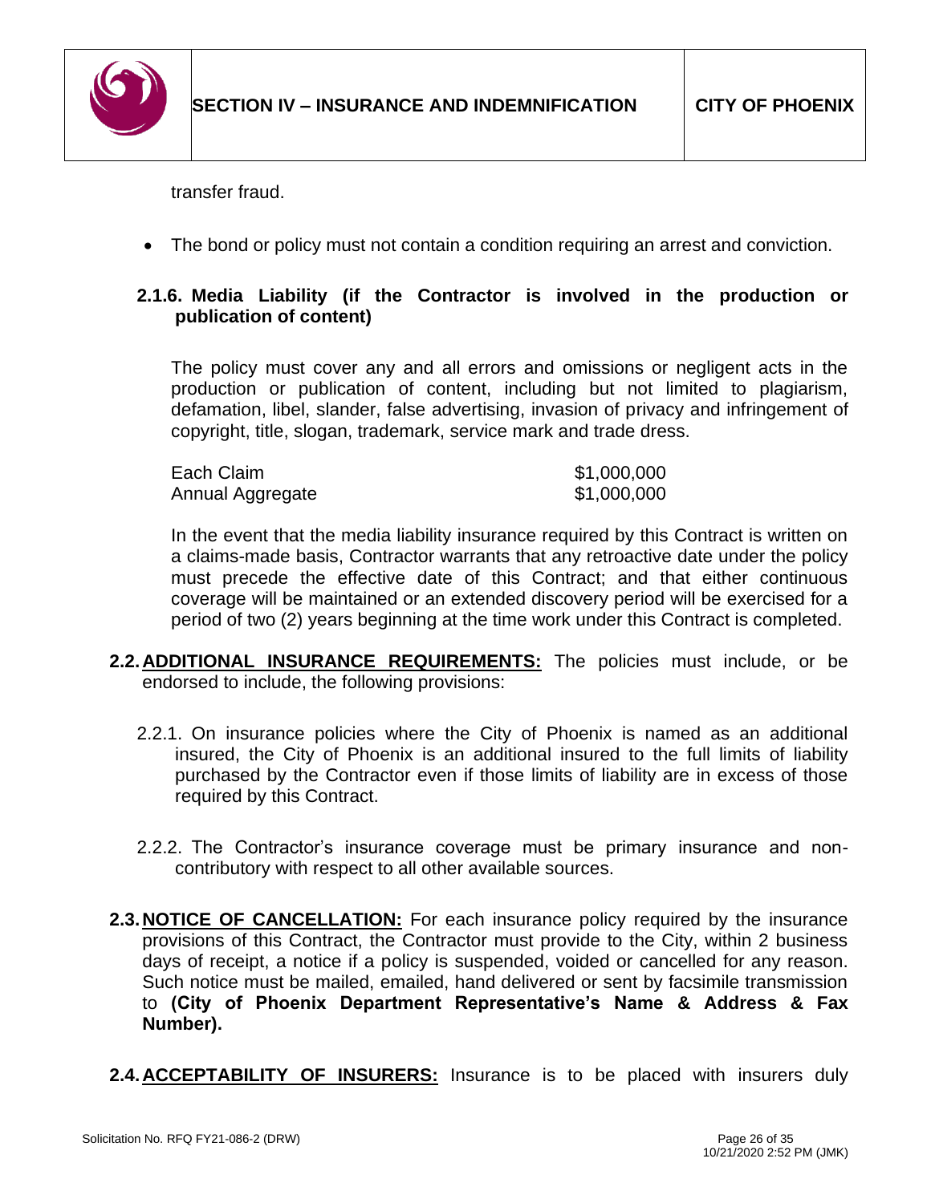transfer fraud.

- The bond or policy must not contain a condition requiring an arrest and conviction.

#### 2.1.6. Media Liability (if the Contractor is involved in the production or publication of content)

The policy must cover any and all errors and omissions or negligent acts in the production or publication of content, including but not limited to plagiarism, defamation, libel, slander, false advertising, invasion of privacy and infringement of copyright, title, slogan, trademark, service mark and trade dress.

| | |
|---|---|
| Each Claim | $1,000,000 |
| Annual Aggregate | $1,000,000 |

In the event that the media liability insurance required by this Contract is written on a claims-made basis, Contractor warrants that any retroactive date under the policy must precede the effective date of this Contract; and that either continuous coverage will be maintained or an extended discovery period will be exercised for a period of two (2) years beginning at the time work under this Contract is completed.

**2.2. ADDITIONAL INSURANCE REQUIREMENTS:** The policies must include, or be endorsed to include, the following provisions:

2.2.1. On insurance policies where the City of Phoenix is named as an additional insured, the City of Phoenix is an additional insured to the full limits of liability purchased by the Contractor even if those limits of liability are in excess of those required by this Contract.

2.2.2. The Contractor's insurance coverage must be primary insurance and non-contributory with respect to all other available sources.

**2.3. NOTICE OF CANCELLATION:** For each insurance policy required by the insurance provisions of this Contract, the Contractor must provide to the City, within 2 business days of receipt, a notice if a policy is suspended, voided or cancelled for any reason. Such notice must be mailed, emailed, hand delivered or sent by facsimile transmission to **(City of Phoenix Department Representative's Name & Address & Fax Number).**

**2.4. ACCEPTABILITY OF INSURERS:** Insurance is to be placed with insurers duly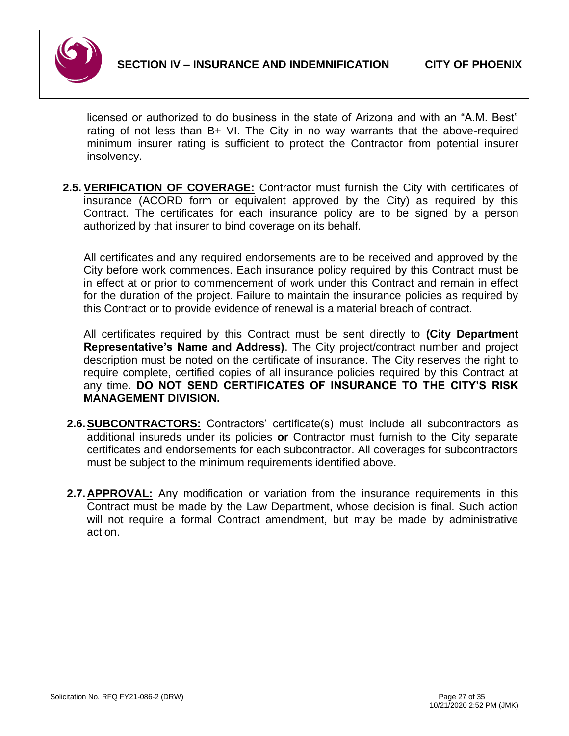licensed or authorized to do business in the state of Arizona and with an "A.M. Best" rating of not less than B+ VI. The City in no way warrants that the above-required minimum insurer rating is sufficient to protect the Contractor from potential insurer insolvency.

**2.5. <u>VERIFICATION OF COVERAGE:</u>** Contractor must furnish the City with certificates of insurance (ACORD form or equivalent approved by the City) as required by this Contract. The certificates for each insurance policy are to be signed by a person authorized by that insurer to bind coverage on its behalf.

All certificates and any required endorsements are to be received and approved by the City before work commences. Each insurance policy required by this Contract must be in effect at or prior to commencement of work under this Contract and remain in effect for the duration of the project. Failure to maintain the insurance policies as required by this Contract or to provide evidence of renewal is a material breach of contract.

All certificates required by this Contract must be sent directly to **(City Department Representative's Name and Address)**. The City project/contract number and project description must be noted on the certificate of insurance. The City reserves the right to require complete, certified copies of all insurance policies required by this Contract at any time**. DO NOT SEND CERTIFICATES OF INSURANCE TO THE CITY'S RISK MANAGEMENT DIVISION.**

**2.6. <u>SUBCONTRACTORS:</u>** Contractors' certificate(s) must include all subcontractors as additional insureds under its policies **or** Contractor must furnish to the City separate certificates and endorsements for each subcontractor. All coverages for subcontractors must be subject to the minimum requirements identified above.

**2.7. <u>APPROVAL:</u>** Any modification or variation from the insurance requirements in this Contract must be made by the Law Department, whose decision is final. Such action will not require a formal Contract amendment, but may be made by administrative action.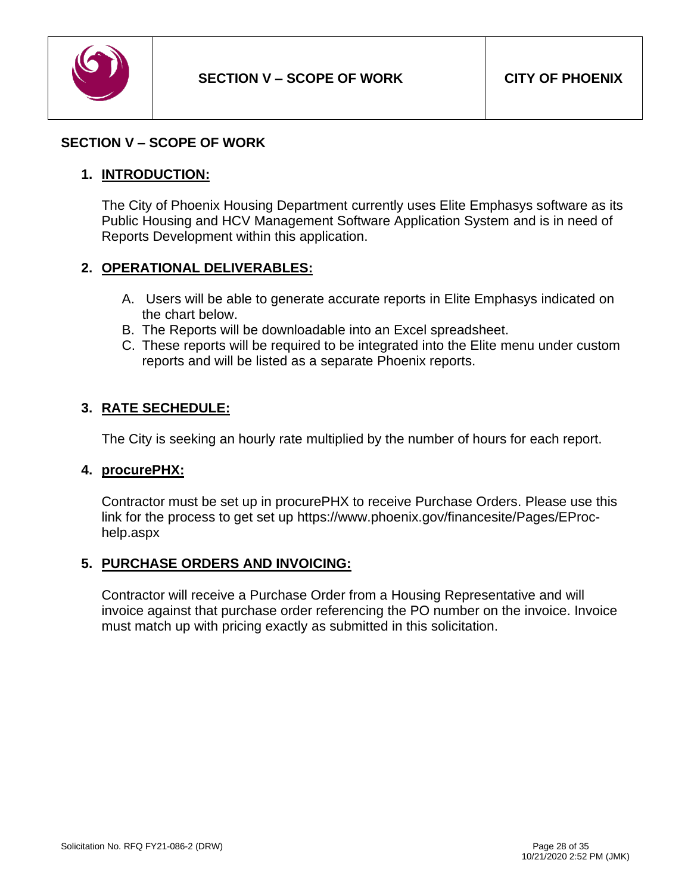## SECTION V – SCOPE OF WORK

### 1. INTRODUCTION:

The City of Phoenix Housing Department currently uses Elite Emphasys software as its Public Housing and HCV Management Software Application System and is in need of Reports Development within this application.

### 2. OPERATIONAL DELIVERABLES:

A. Users will be able to generate accurate reports in Elite Emphasys indicated on the chart below.
B. The Reports will be downloadable into an Excel spreadsheet.
C. These reports will be required to be integrated into the Elite menu under custom reports and will be listed as a separate Phoenix reports.

### 3. RATE SECHEDULE:

The City is seeking an hourly rate multiplied by the number of hours for each report.

### 4. procurePHX:

Contractor must be set up in procurePHX to receive Purchase Orders. Please use this link for the process to get set up https://www.phoenix.gov/financesite/Pages/EProc-help.aspx

### 5. PURCHASE ORDERS AND INVOICING:

Contractor will receive a Purchase Order from a Housing Representative and will invoice against that purchase order referencing the PO number on the invoice. Invoice must match up with pricing exactly as submitted in this solicitation.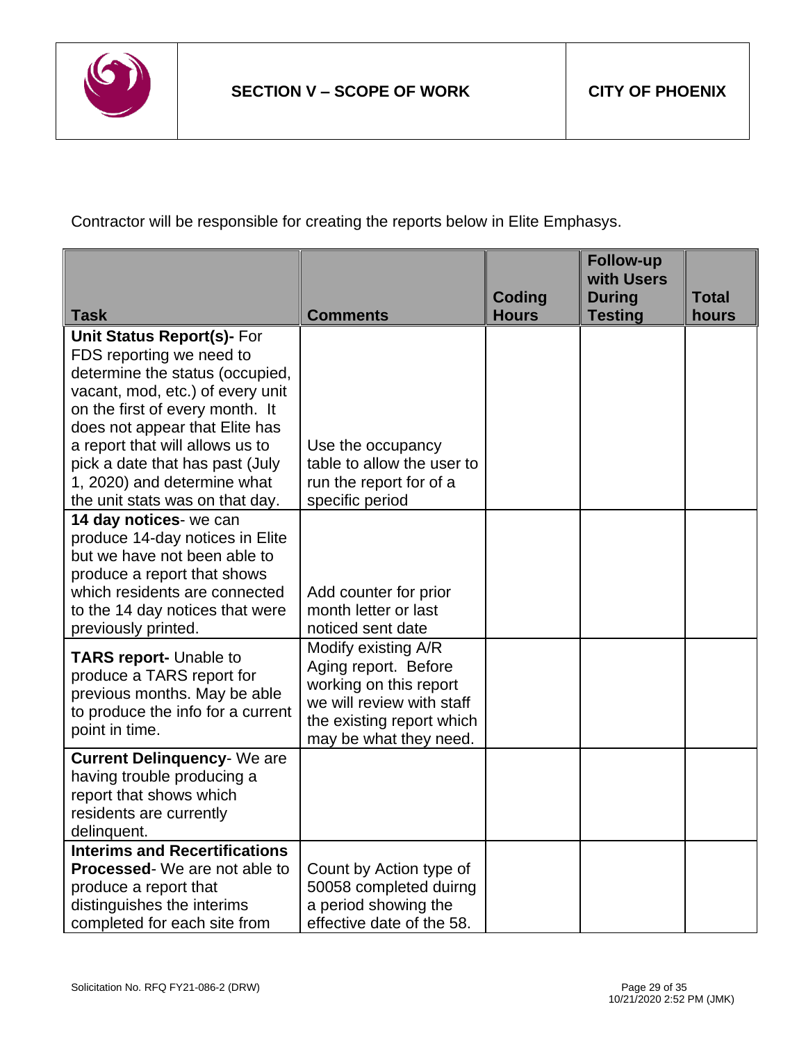Contractor will be responsible for creating the reports below in Elite Emphasys.

| Task | Comments | Coding Hours | Follow-up with Users During Testing | Total hours |
|---|---|---|---|---|
| **Unit Status Report(s)-** For FDS reporting we need to determine the status (occupied, vacant, mod, etc.) of every unit on the first of every month. It does not appear that Elite has a report that will allows us to pick a date that has past (July 1, 2020) and determine what the unit stats was on that day. | Use the occupancy table to allow the user to run the report for of a specific period | | | |
| **14 day notices**- we can produce 14-day notices in Elite but we have not been able to produce a report that shows which residents are connected to the 14 day notices that were previously printed. | Add counter for prior month letter or last noticed sent date | | | |
| **TARS report-** Unable to produce a TARS report for previous months. May be able to produce the info for a current point in time. | Modify existing A/R Aging report. Before working on this report we will review with staff the existing report which may be what they need. | | | |
| **Current Delinquency**- We are having trouble producing a report that shows which residents are currently delinquent. | | | | |
| **Interims and Recertifications Processed**- We are not able to produce a report that distinguishes the interims completed for each site from | Count by Action type of 50058 completed duirng a period showing the effective date of the 58. | | | |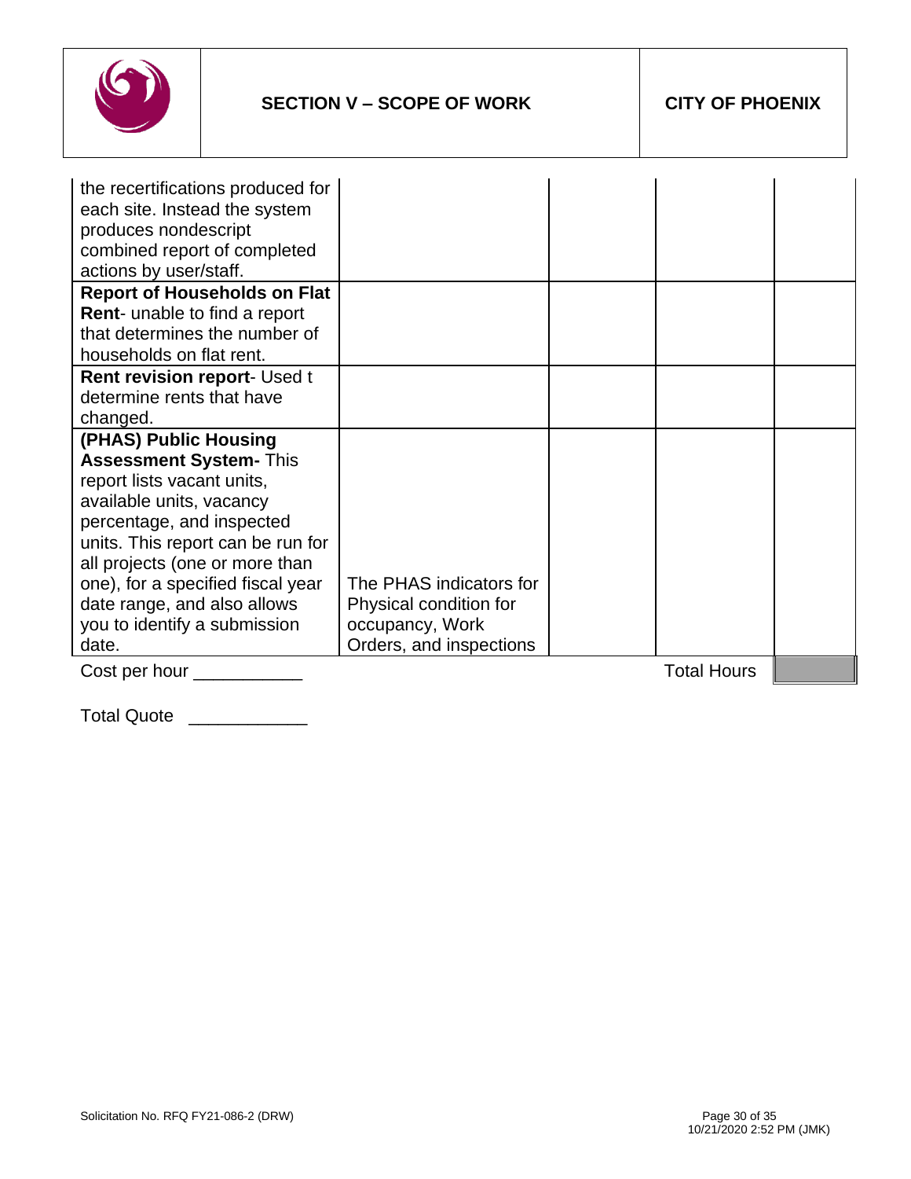| | | | | |
|---|---|---|---|---|
| the recertifications produced for each site. Instead the system produces nondescript combined report of completed actions by user/staff. | | | | |
| **Report of Households on Flat Rent**- unable to find a report that determines the number of households on flat rent. | | | | |
| **Rent revision report**- Used t determine rents that have changed. | | | | |
| **(PHAS) Public Housing Assessment System-** This report lists vacant units, available units, vacancy percentage, and inspected units. This report can be run for all projects (one or more than one), for a specified fiscal year date range, and also allows you to identify a submission date. | The PHAS indicators for Physical condition for occupancy, Work Orders, and inspections | | | |
| Cost per hour ___________ | | | Total Hours | |

Total Quote ____________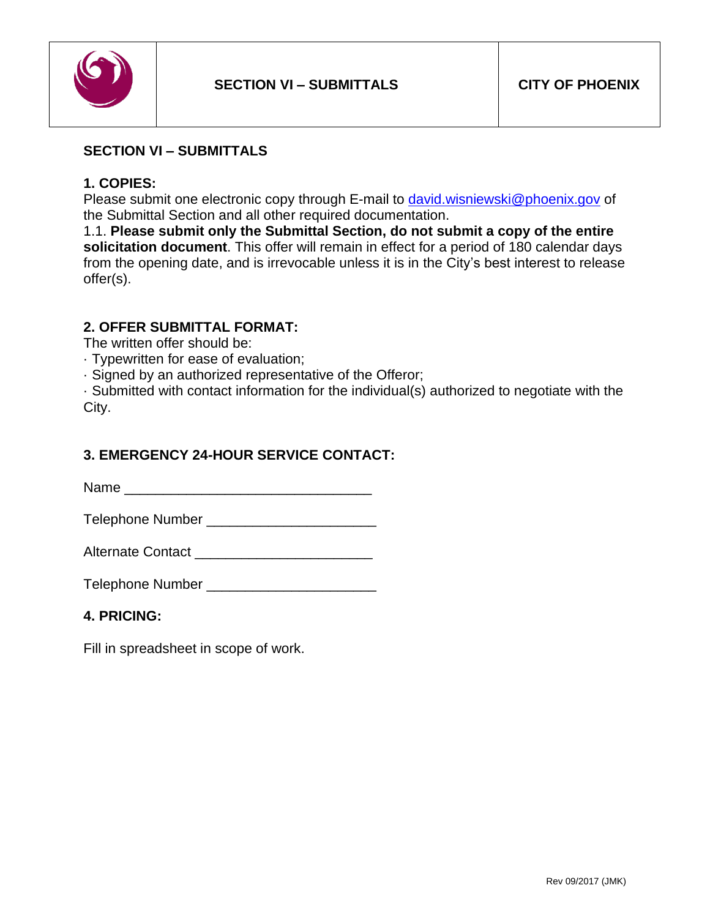## SECTION VI – SUBMITTALS

**1. COPIES:**
Please submit one electronic copy through E-mail to david.wisniewski@phoenix.gov of the Submittal Section and all other required documentation.
1.1. **Please submit only the Submittal Section, do not submit a copy of the entire solicitation document**. This offer will remain in effect for a period of 180 calendar days from the opening date, and is irrevocable unless it is in the City's best interest to release offer(s).

**2. OFFER SUBMITTAL FORMAT:**
The written offer should be:
· Typewritten for ease of evaluation;
· Signed by an authorized representative of the Offeror;
· Submitted with contact information for the individual(s) authorized to negotiate with the City.

**3. EMERGENCY 24-HOUR SERVICE CONTACT:**

Name ________________________________

Telephone Number _____________________

Alternate Contact ______________________

Telephone Number _____________________

**4. PRICING:**

Fill in spreadsheet in scope of work.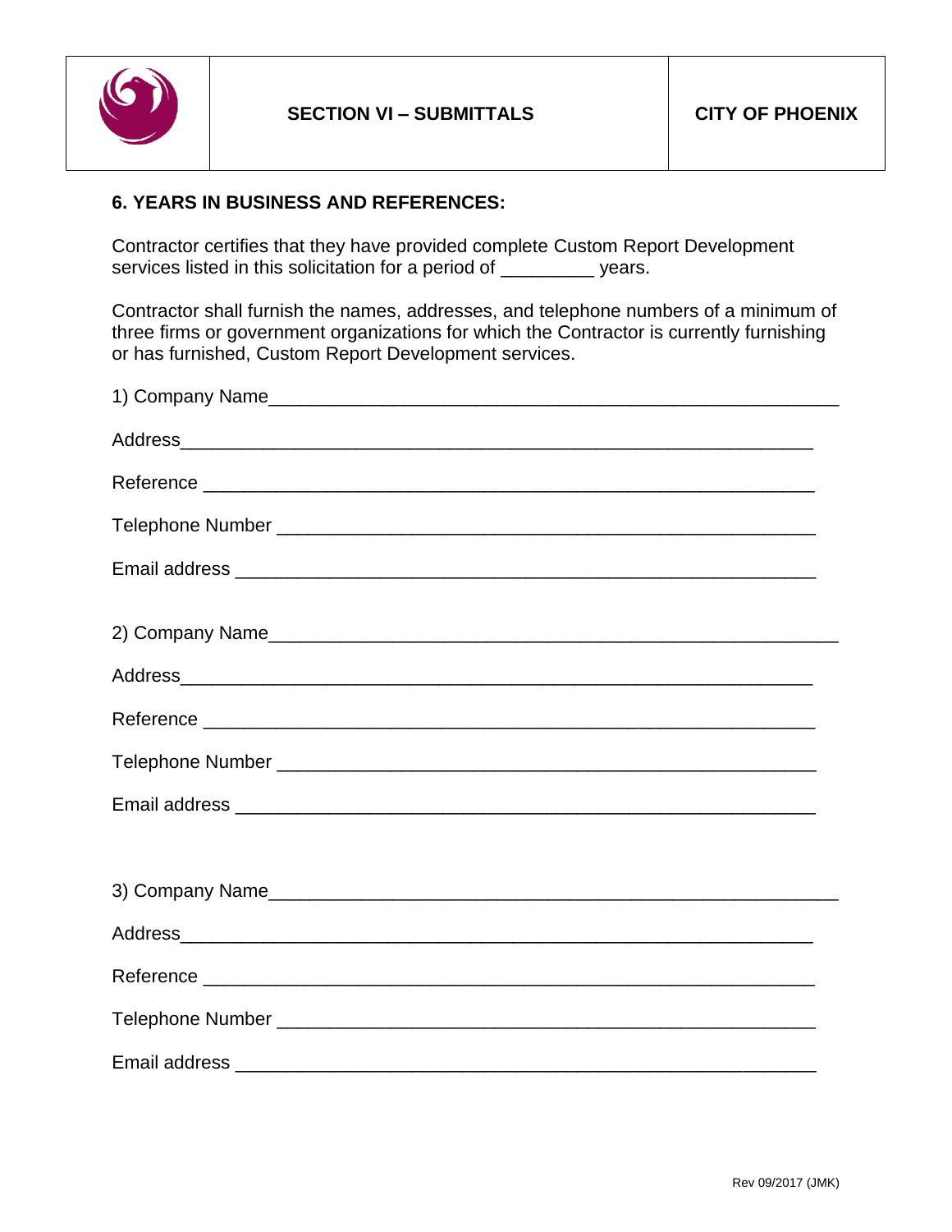| | SECTION VI – SUBMITTALS | CITY OF PHOENIX |
|---|---|---|

### 6. YEARS IN BUSINESS AND REFERENCES:

Contractor certifies that they have provided complete Custom Report Development services listed in this solicitation for a period of _________ years.

Contractor shall furnish the names, addresses, and telephone numbers of a minimum of three firms or government organizations for which the Contractor is currently furnishing or has furnished, Custom Report Development services.

1) Company Name_______________________________________________________

Address_______________________________________________________________

Reference _____________________________________________________________

Telephone Number ______________________________________________________

Email address _________________________________________________________

2) Company Name_______________________________________________________

Address_______________________________________________________________

Reference _____________________________________________________________

Telephone Number ______________________________________________________

Email address _________________________________________________________

3) Company Name_______________________________________________________

Address_______________________________________________________________

Reference _____________________________________________________________

Telephone Number ______________________________________________________

Email address _________________________________________________________

Rev 09/2017 (JMK)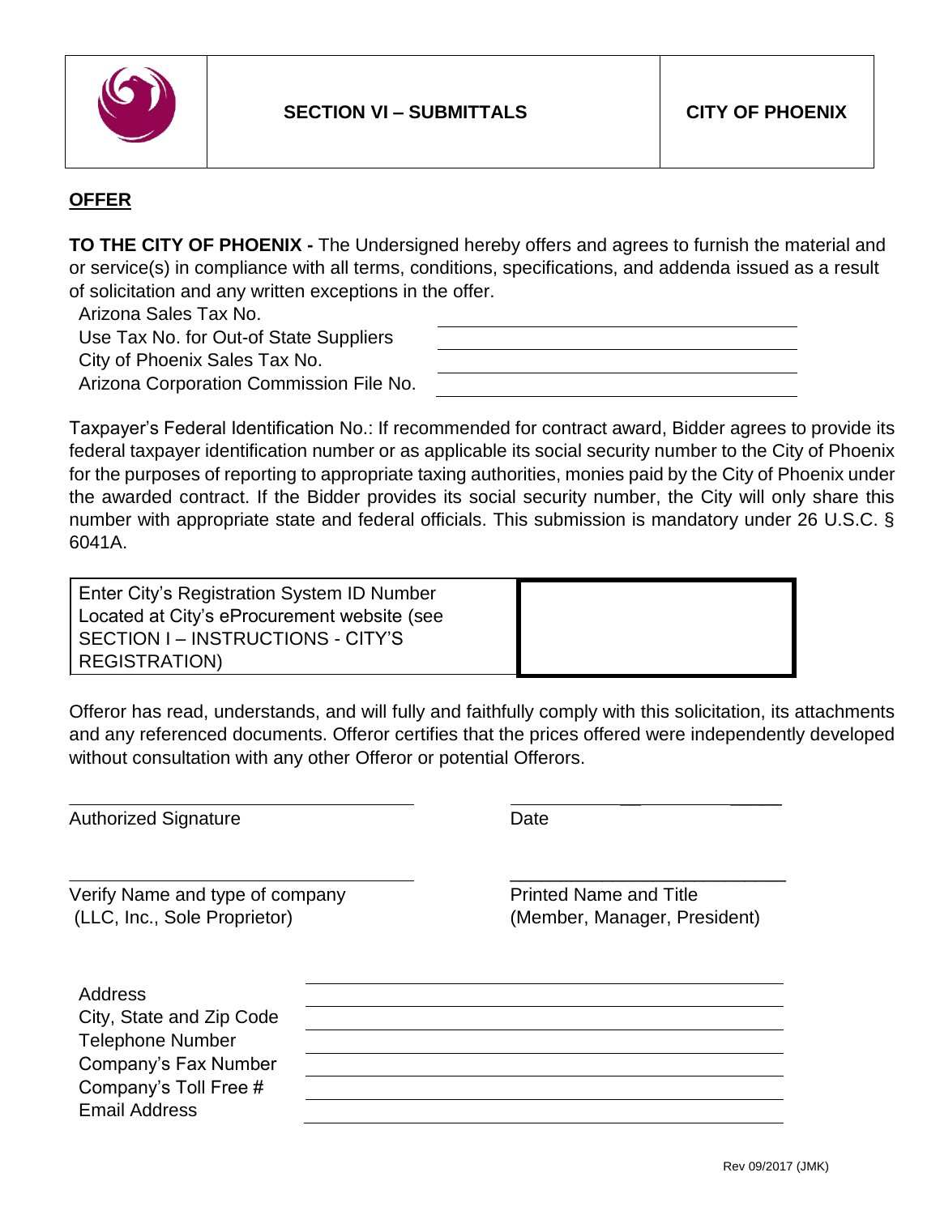| | SECTION VI – SUBMITTALS | CITY OF PHOENIX |
|---|---|---|

## OFFER

**TO THE CITY OF PHOENIX -** The Undersigned hereby offers and agrees to furnish the material and or service(s) in compliance with all terms, conditions, specifications, and addenda issued as a result of solicitation and any written exceptions in the offer.

| | |
|---|---|
| Arizona Sales Tax No. | |
| Use Tax No. for Out-of State Suppliers | |
| City of Phoenix Sales Tax No. | |
| Arizona Corporation Commission File No. | |

Taxpayer's Federal Identification No.: If recommended for contract award, Bidder agrees to provide its federal taxpayer identification number or as applicable its social security number to the City of Phoenix for the purposes of reporting to appropriate taxing authorities, monies paid by the City of Phoenix under the awarded contract. If the Bidder provides its social security number, the City will only share this number with appropriate state and federal officials. This submission is mandatory under 26 U.S.C. § 6041A.

| | |
|---|---|
| Enter City's Registration System ID Number Located at City's eProcurement website (see SECTION I – INSTRUCTIONS - CITY'S REGISTRATION) | |

Offeror has read, understands, and will fully and faithfully comply with this solicitation, its attachments and any referenced documents. Offeror certifies that the prices offered were independently developed without consultation with any other Offeror or potential Offerors.

| | |
|---|---|
| ______________________________ | ______________________________ |
| Authorized Signature | Date |
| ______________________________ | ______________________________ |
| Verify Name and type of company (LLC, Inc., Sole Proprietor) | Printed Name and Title (Member, Manager, President) |

| | |
|---|---|
| Address | |
| City, State and Zip Code | |
| Telephone Number | |
| Company's Fax Number | |
| Company's Toll Free # | |
| Email Address | |

Rev 09/2017 (JMK)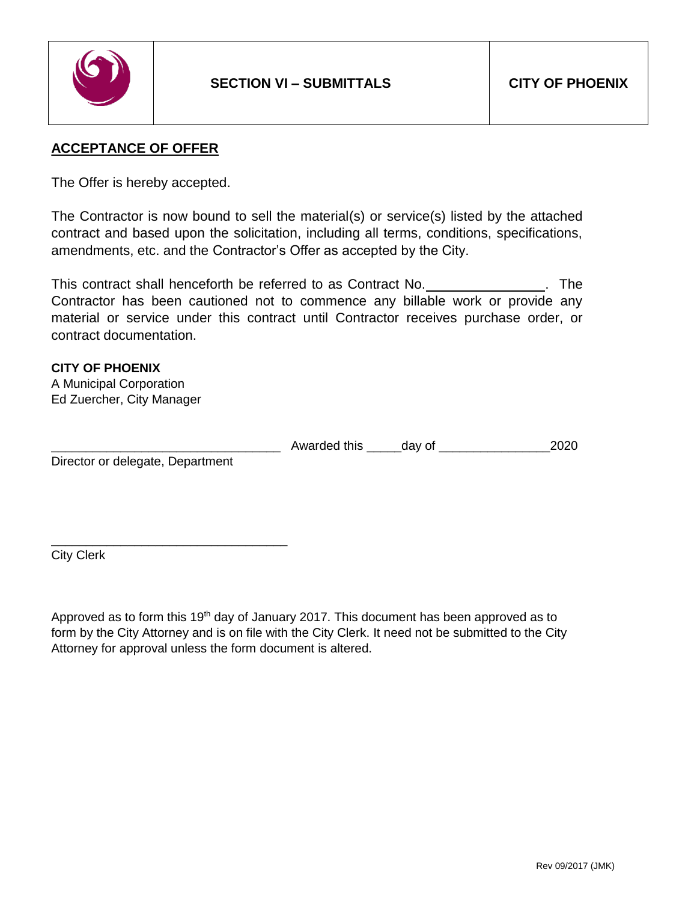| | SECTION VI – SUBMITTALS | CITY OF PHOENIX |
|---|---|---|

## ACCEPTANCE OF OFFER

The Offer is hereby accepted.

The Contractor is now bound to sell the material(s) or service(s) listed by the attached contract and based upon the solicitation, including all terms, conditions, specifications, amendments, etc. and the Contractor's Offer as accepted by the City.

This contract shall henceforth be referred to as Contract No.________________. The Contractor has been cautioned not to commence any billable work or provide any material or service under this contract until Contractor receives purchase order, or contract documentation.

**CITY OF PHOENIX**
A Municipal Corporation
Ed Zuercher, City Manager

________________________________ Awarded this _____day of _______________2020
Director or delegate, Department

_________________________________
City Clerk

Approved as to form this 19th day of January 2017. This document has been approved as to form by the City Attorney and is on file with the City Clerk. It need not be submitted to the City Attorney for approval unless the form document is altered.

Rev 09/2017 (JMK)